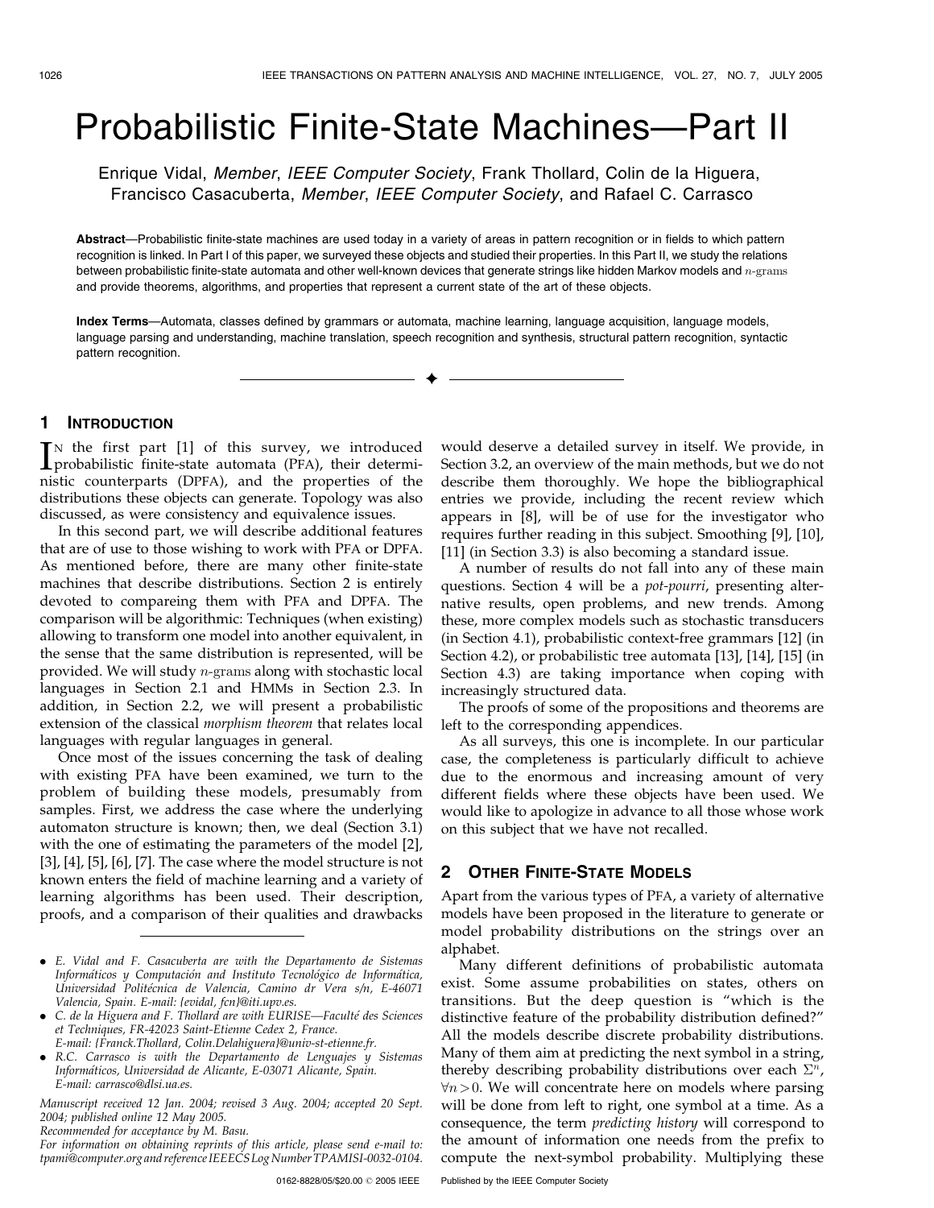# Probabilistic Finite-State Machines—Part II

Enrique Vidal, *Member*, *IEEE Computer Society*, Frank Thollard, Colin de la Higuera, Francisco Casacuberta, *Member*, *IEEE Computer Society*, and Rafael C. Carrasco

**Abstract**—Probabilistic finite-state machines are used today in a variety of areas in pattern recognition or in fields to which pattern recognition is linked. In Part I of this paper, we surveyed these objects and studied their properties. In this Part II, we study the relations between probabilistic finite-state automata and other well-known devices that generate strings like hidden Markov models and $n$-grams and provide theorems, algorithms, and properties that represent a current state of the art of these objects.

**Index Terms**—Automata, classes defined by grammars or automata, machine learning, language acquisition, language models, language parsing and understanding, machine translation, speech recognition and synthesis, structural pattern recognition, syntactic pattern recognition.

## 1 Introduction

In the first part [1] of this survey, we introduced probabilistic finite-state automata (PFA), their deterministic counterparts (DPFA), and the properties of the distributions these objects can generate. Topology was also discussed, as were consistency and equivalence issues.

In this second part, we will describe additional features that are of use to those wishing to work with PFA or DPFA. As mentioned before, there are many other finite-state machines that describe distributions. Section 2 is entirely devoted to compareing them with PFA and DPFA. The comparison will be algorithmic: Techniques (when existing) allowing to transform one model into another equivalent, in the sense that the same distribution is represented, will be provided. We will study $n$-grams along with stochastic local languages in Section 2.1 and HMMs in Section 2.3. In addition, in Section 2.2, we will present a probabilistic extension of the classical *morphism theorem* that relates local languages with regular languages in general.

Once most of the issues concerning the task of dealing with existing PFA have been examined, we turn to the problem of building these models, presumably from samples. First, we address the case where the underlying automaton structure is known; then, we deal (Section 3.1) with the one of estimating the parameters of the model [2], [3], [4], [5], [6], [7]. The case where the model structure is not known enters the field of machine learning and a variety of learning algorithms has been used. Their description, proofs, and a comparison of their qualities and drawbacks would deserve a detailed survey in itself. We provide, in Section 3.2, an overview of the main methods, but we do not describe them thoroughly. We hope the bibliographical entries we provide, including the recent review which appears in [8], will be of use for the investigator who requires further reading in this subject. Smoothing [9], [10], [11] (in Section 3.3) is also becoming a standard issue.

A number of results do not fall into any of these main questions. Section 4 will be a *pot-pourri*, presenting alternative results, open problems, and new trends. Among these, more complex models such as stochastic transducers (in Section 4.1), probabilistic context-free grammars [12] (in Section 4.2), or probabilistic tree automata [13], [14], [15] (in Section 4.3) are taking importance when coping with increasingly structured data.

The proofs of some of the propositions and theorems are left to the corresponding appendices.

As all surveys, this one is incomplete. In our particular case, the completeness is particularly difficult to achieve due to the enormous and increasing amount of very different fields where these objects have been used. We would like to apologize in advance to all those whose work on this subject that we have not recalled.

## 2 Other Finite-State Models

Apart from the various types of PFA, a variety of alternative models have been proposed in the literature to generate or model probability distributions on the strings over an alphabet.

Many different definitions of probabilistic automata exist. Some assume probabilities on states, others on transitions. But the deep question is "which is the distinctive feature of the probability distribution defined?" All the models describe discrete probability distributions. Many of them aim at predicting the next symbol in a string, thereby describing probability distributions over each $\Sigma^n$, $\forall n > 0$. We will concentrate here on models where parsing will be done from left to right, one symbol at a time. As a consequence, the term *predicting history* will correspond to the amount of information one needs from the prefix to compute the next-symbol probability. Multiplying these

---

- E. Vidal and F. Casacuberta are with the Departamento de Sistemas Informáticos y Computación and Instituto Tecnológico de Informática, Universidad Politécnica de Valencia, Camino dr Vera s/n, E-46071 Valencia, Spain. E-mail: {evidal, fcn}@iti.upv.es.
- C. de la Higuera and F. Thollard are with EURISE—Faculté des Sciences et Techniques, FR-42023 Saint-Etienne Cedex 2, France. E-mail: {Franck.Thollard, Colin.Delahiguera}@univ-st-etienne.fr.
- R.C. Carrasco is with the Departamento de Lenguajes y Sistemas Informáticos, Universidad de Alicante, E-03071 Alicante, Spain. E-mail: carrasco@dlsi.ua.es.

*Manuscript received 12 Jan. 2004; revised 3 Aug. 2004; accepted 20 Sept. 2004; published online 12 May 2005.*
*Recommended for acceptance by M. Basu.*
*For information on obtaining reprints of this article, please send e-mail to: tpami@computer.org and reference IEEECS Log Number TPAMISI-0032-0104.*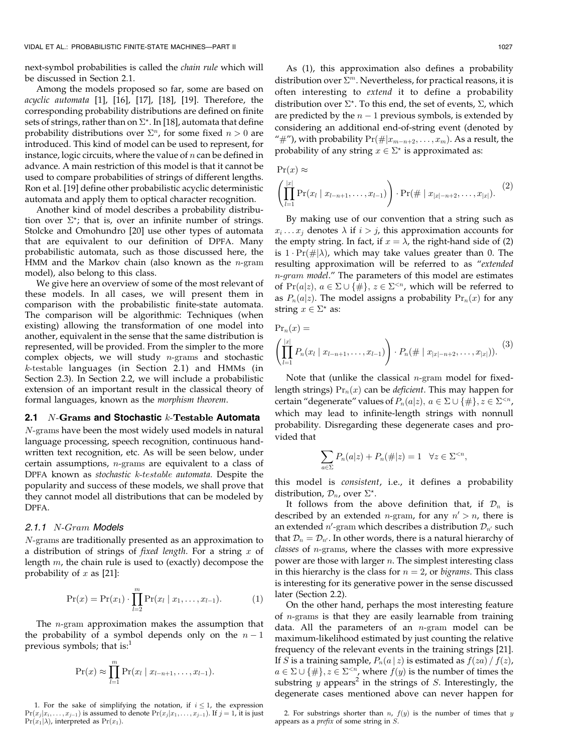next-symbol probabilities is called the *chain rule* which will be discussed in Section 2.1.

Among the models proposed so far, some are based on *acyclic automata* [1], [16], [17], [18], [19]. Therefore, the corresponding probability distributions are defined on finite sets of strings, rather than on $\Sigma^\star$. In [18], automata that define probability distributions over $\Sigma^n$, for some fixed $n > 0$ are introduced. This kind of model can be used to represent, for instance, logic circuits, where the value of $n$ can be defined in advance. A main restriction of this model is that it cannot be used to compare probabilities of strings of different lengths. Ron et al. [19] define other probabilistic acyclic deterministic automata and apply them to optical character recognition.

Another kind of model describes a probability distribution over $\Sigma^\star$; that is, over an infinite number of strings. Stolcke and Omohundro [20] use other types of automata that are equivalent to our definition of DPFA. Many probabilistic automata, such as those discussed here, the HMM and the Markov chain (also known as the $n$-gram model), also belong to this class.

We give here an overview of some of the most relevant of these models. In all cases, we will present them in comparison with the probabilistic finite-state automata. The comparison will be algorithmic: Techniques (when existing) allowing the transformation of one model into another, equivalent in the sense that the same distribution is represented, will be provided. From the simpler to the more complex objects, we will study $n$-grams and stochastic $k$-testable languages (in Section 2.1) and HMMs (in Section 2.3). In Section 2.2, we will include a probabilistic extension of an important result in the classical theory of formal languages, known as the *morphism theorem*.

### 2.1 $N$-Grams and Stochastic $k$-Testable Automata

$N$-grams have been the most widely used models in natural language processing, speech recognition, continuous handwritten text recognition, etc. As will be seen below, under certain assumptions, $n$-grams are equivalent to a class of DPFA known as *stochastic $k$-testable automata*. Despite the popularity and success of these models, we shall prove that they cannot model all distributions that can be modeled by DPFA.

#### 2.1.1 $N$-Gram Models

$N$-grams are traditionally presented as an approximation to a distribution of strings of *fixed length*. For a string $x$ of length $m$, the chain rule is used to (exactly) decompose the probability of $x$ as [21]:

$$\Pr(x) = \Pr(x_1) \cdot \prod_{l=2}^{m} \Pr(x_l \mid x_1, \ldots, x_{l-1}). \tag{1}$$

The $n$-gram approximation makes the assumption that the probability of a symbol depends only on the $n-1$ previous symbols; that is:[1]

$$\Pr(x) \approx \prod_{l=1}^{m} \Pr(x_l \mid x_{l-n+1}, \ldots, x_{l-1}).$$

As (1), this approximation also defines a probability distribution over $\Sigma^m$. Nevertheless, for practical reasons, it is often interesting to *extend* it to define a probability distribution over $\Sigma^\star$. To this end, the set of events, $\Sigma$, which are predicted by the $n-1$ previous symbols, is extended by considering an additional end-of-string event (denoted by "#"), with probability $\Pr(\# | x_{m-n+2}, \ldots, x_m)$. As a result, the probability of any string $x \in \Sigma^\star$ is approximated as:

$$\Pr(x) \approx \left( \prod_{l=1}^{|x|} \Pr(x_l \mid x_{l-n+1}, \ldots, x_{l-1}) \right) \cdot \Pr(\# \mid x_{|x|-n+2}, \ldots, x_{|x|}). \tag{2}$$

By making use of our convention that a string such as $x_i \ldots x_j$ denotes $\lambda$ if $i > j$, this approximation accounts for the empty string. In fact, if $x = \lambda$, the right-hand side of (2) is $1 \cdot \Pr(\# | \lambda)$, which may take values greater than 0. The resulting approximation will be referred to as "*extended $n$-gram model*." The parameters of this model are estimates of $\Pr(a|z)$, $a \in \Sigma \cup \{\#\}$, $z \in \Sigma^{<n}$, which will be referred to as $P_n(a|z)$. The model assigns a probability $\Pr_n(x)$ for any string $x \in \Sigma^\star$ as:

$$\Pr_n(x) = \left( \prod_{l=1}^{|x|} P_n(x_l \mid x_{l-n+1}, \ldots, x_{l-1}) \right) \cdot P_n(\# \mid x_{|x|-n+2}, \ldots, x_{|x|})). \tag{3}$$

Note that (unlike the classical $n$-gram model for fixed-length strings) $\Pr_n(x)$ can be *deficient*. This may happen for certain "degenerate" values of $P_n(a|z)$, $a \in \Sigma \cup \{\#\}$, $z \in \Sigma^{<n}$, which may lead to infinite-length strings with nonnull probability. Disregarding these degenerate cases and provided that

$$\sum_{a \in \Sigma} P_n(a|z) + P_n(\#|z) = 1 \quad \forall z \in \Sigma^{<n},$$

this model is *consistent*, i.e., it defines a probability distribution, $\mathcal{D}_n$, over $\Sigma^\star$.

It follows from the above definition that, if $\mathcal{D}_n$ is described by an extended $n$-gram, for any $n' > n$, there is an extended $n'$-gram which describes a distribution $\mathcal{D}_{n'}$ such that $\mathcal{D}_n = \mathcal{D}_{n'}$. In other words, there is a natural hierarchy of *classes* of $n$-grams, where the classes with more expressive power are those with larger $n$. The simplest interesting class in this hierarchy is the class for $n = 2$, or *bigrams*. This class is interesting for its generative power in the sense discussed later (Section 2.2).

On the other hand, perhaps the most interesting feature of $n$-grams is that they are easily learnable from training data. All the parameters of an $n$-gram model can be maximum-likelihood estimated by just counting the relative frequency of the relevant events in the training strings [21]. If $S$ is a training sample, $P_n(a \mid z)$ is estimated as $f(za) \,/\, f(z)$, $a \in \Sigma \cup \{\#\}$, $z \in \Sigma^{<n}$, where $f(y)$ is the number of times the substring $y$ appears[2] in the strings of $S$. Interestingly, the degenerate cases mentioned above can never happen for

1. For the sake of simplifying the notation, if $i \leq 1$, the expression $\Pr(x_j | x_i, \ldots, x_{j-1})$ is assumed to denote $\Pr(x_j | x_1, \ldots, x_{j-1})$. If $j = 1$, it is just $\Pr(x_1 | \lambda)$, interpreted as $\Pr(x_1)$.

2. For substrings shorter than $n$, $f(y)$ is the number of times that $y$ appears as a *prefix* of some string in $S$.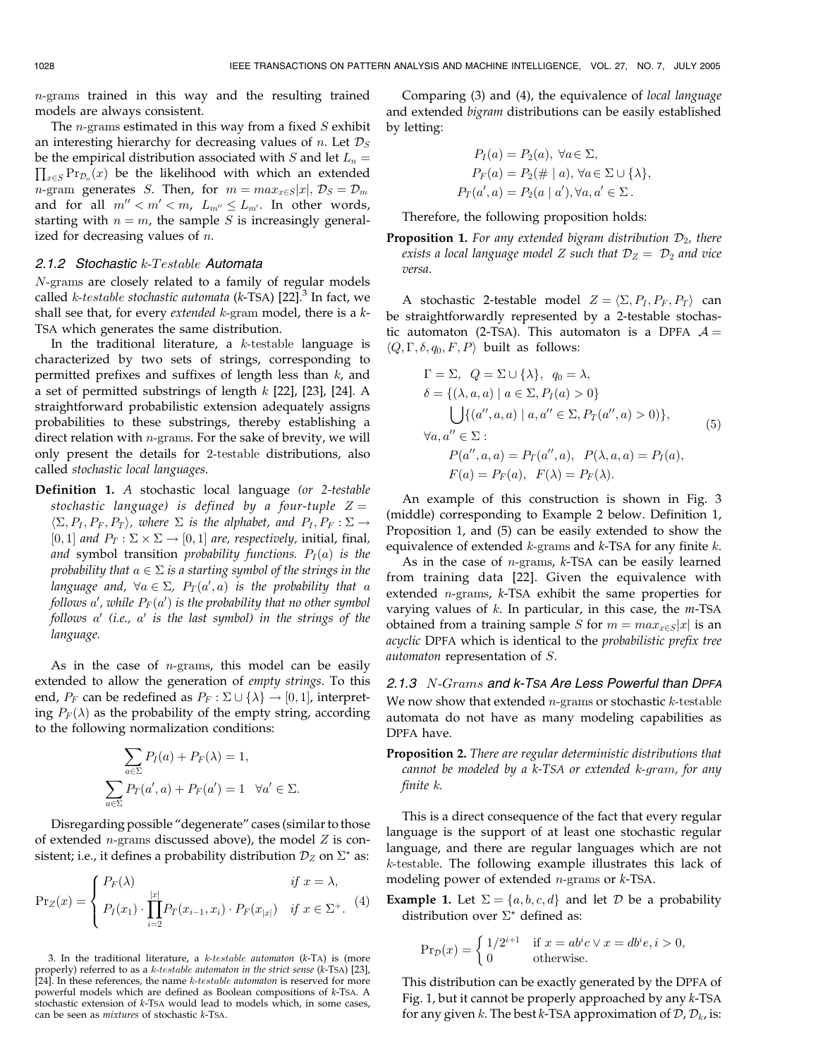$n$-grams trained in this way and the resulting trained models are always consistent.

The $n$-grams estimated in this way from a fixed $S$ exhibit an interesting hierarchy for decreasing values of $n$. Let $\mathcal{D}_S$ be the empirical distribution associated with $S$ and let $L_n = \prod_{x \in S} \Pr_{\mathcal{D}_n}(x)$ be the likelihood with which an extended $n$-gram generates $S$. Then, for $m = max_{x \in S}|x|$, $\mathcal{D}_S = \mathcal{D}_m$ and for all $m'' < m' < m$, $L_{m''} \leq L_{m'}$. In other words, starting with $n = m$, the sample $S$ is increasingly generalized for decreasing values of $n$.

### 2.1.2 Stochastic $k$-*Testable* Automata

$N$-grams are closely related to a family of regular models called $k$-*testable stochastic automata* ($k$-TSA) [22].[3] In fact, we shall see that, for every *extended* $k$-gram model, there is a $k$-TSA which generates the same distribution.

In the traditional literature, a $k$-testable language is characterized by two sets of strings, corresponding to permitted prefixes and suffixes of length less than $k$, and a set of permitted substrings of length $k$ [22], [23], [24]. A straightforward probabilistic extension adequately assigns probabilities to these substrings, thereby establishing a direct relation with $n$-grams. For the sake of brevity, we will only present the details for 2-testable distributions, also called *stochastic local languages*.

**Definition 1.** *A stochastic local language (or 2-testable stochastic language) is defined by a four-tuple $Z = \langle \Sigma, P_I, P_F, P_T \rangle$, where $\Sigma$ is the alphabet, and $P_I, P_F : \Sigma \rightarrow [0, 1]$ and $P_T : \Sigma \times \Sigma \rightarrow [0, 1]$ are, respectively,* initial, final, *and* symbol transition *probability functions. $P_I(a)$ is the probability that $a \in \Sigma$ is a starting symbol of the strings in the language and, $\forall a \in \Sigma$, $P_T(a', a)$ is the probability that $a$ follows $a'$, while $P_F(a')$ is the probability that no other symbol follows $a'$ (i.e., $a'$ is the last symbol) in the strings of the language.*

As in the case of $n$-grams, this model can be easily extended to allow the generation of *empty strings*. To this end, $P_F$ can be redefined as $P_F : \Sigma \cup \{\lambda\} \rightarrow [0, 1]$, interpreting $P_F(\lambda)$ as the probability of the empty string, according to the following normalization conditions:

$$\sum_{a \in \Sigma} P_I(a) + P_F(\lambda) = 1,$$
$$\sum_{a \in \Sigma} P_T(a', a) + P_F(a') = 1 \quad \forall a' \in \Sigma.$$

Disregarding possible "degenerate" cases (similar to those of extended $n$-grams discussed above), the model $Z$ is consistent; i.e., it defines a probability distribution $\mathcal{D}_Z$ on $\Sigma^\star$ as:

$$\Pr_Z(x) = \begin{cases} P_F(\lambda) & \text{if } x = \lambda, \\ P_I(x_1) \cdot \prod_{i=2}^{|x|} P_T(x_{i-1}, x_i) \cdot P_F(x_{|x|}) & \text{if } x \in \Sigma^+. \end{cases} \quad (4)$$

Comparing (3) and (4), the equivalence of *local language* and extended *bigram* distributions can be easily established by letting:

$$P_I(a) = P_2(a), \ \forall a \in \Sigma,$$
$$P_F(a) = P_2(\# \mid a), \forall a \in \Sigma \cup \{\lambda\},$$
$$P_T(a', a) = P_2(a \mid a'), \forall a, a' \in \Sigma.$$

Therefore, the following proposition holds:

**Proposition 1.** *For any extended bigram distribution $\mathcal{D}_2$, there exists a local language model $Z$ such that $\mathcal{D}_Z = \mathcal{D}_2$ and vice versa.*

A stochastic 2-testable model $Z = \langle \Sigma, P_I, P_F, P_T \rangle$ can be straightforwardly represented by a 2-testable stochastic automaton (2-TSA). This automaton is a DPFA $\mathcal{A} = \langle Q, \Gamma, \delta, q_0, F, P \rangle$ built as follows:

$$\begin{aligned}
&\Gamma = \Sigma, \ \ Q = \Sigma \cup \{\lambda\}, \ \ q_0 = \lambda, \\
&\delta = \{(\lambda, a, a) \mid a \in \Sigma, P_I(a) > 0\} \\
&\quad \bigcup \{(a'', a, a) \mid a, a'' \in \Sigma, P_T(a'', a) > 0)\}, \\
&\forall a, a'' \in \Sigma : \\
&\quad P(a'', a, a) = P_T(a'', a), \ \ P(\lambda, a, a) = P_I(a), \\
&\quad F(a) = P_F(a), \ \ F(\lambda) = P_F(\lambda).
\end{aligned} \quad (5)$$

An example of this construction is shown in Fig. 3 (middle) corresponding to Example 2 below. Definition 1, Proposition 1, and (5) can be easily extended to show the equivalence of extended $k$-grams and $k$-TSA for any finite $k$.

As in the case of $n$-grams, $k$-TSA can be easily learned from training data [22]. Given the equivalence with extended $n$-grams, $k$-TSA exhibit the same properties for varying values of $k$. In particular, in this case, the $m$-TSA obtained from a training sample $S$ for $m = max_{x \in S}|x|$ is an *acyclic* DPFA which is identical to the *probabilistic prefix tree automaton* representation of $S$.

### 2.1.3 $N$-*Grams* and $k$-TSA Are Less Powerful than DPFA

We now show that extended $n$-grams or stochastic $k$-testable automata do not have as many modeling capabilities as DPFA have.

**Proposition 2.** *There are regular deterministic distributions that cannot be modeled by a $k$-TSA or extended $k$-gram, for any finite $k$.*

This is a direct consequence of the fact that every regular language is the support of at least one stochastic regular language, and there are regular languages which are not $k$-testable. The following example illustrates this lack of modeling power of extended $n$-grams or $k$-TSA.

**Example 1.** Let $\Sigma = \{a, b, c, d\}$ and let $\mathcal{D}$ be a probability distribution over $\Sigma^\star$ defined as:

$$\Pr_{\mathcal{D}}(x) = \begin{cases} 1/2^{i+1} & \text{if } x = ab^ic \vee x = db^ie, i > 0, \\ 0 & \text{otherwise.} \end{cases}$$

This distribution can be exactly generated by the DPFA of Fig. 1, but it cannot be properly approached by any $k$-TSA for any given $k$. The best $k$-TSA approximation of $\mathcal{D}$, $\mathcal{D}_k$, is:

---

3. In the traditional literature, a $k$-*testable automaton* ($k$-TA) is (more properly) referred to as a $k$-*testable automaton in the strict sense* ($k$-TSA) [23], [24]. In these references, the name $k$-*testable automaton* is reserved for more powerful models which are defined as Boolean compositions of $k$-TSA. A stochastic extension of $k$-TSA would lead to models which, in some cases, can be seen as *mixtures* of stochastic $k$-TSA.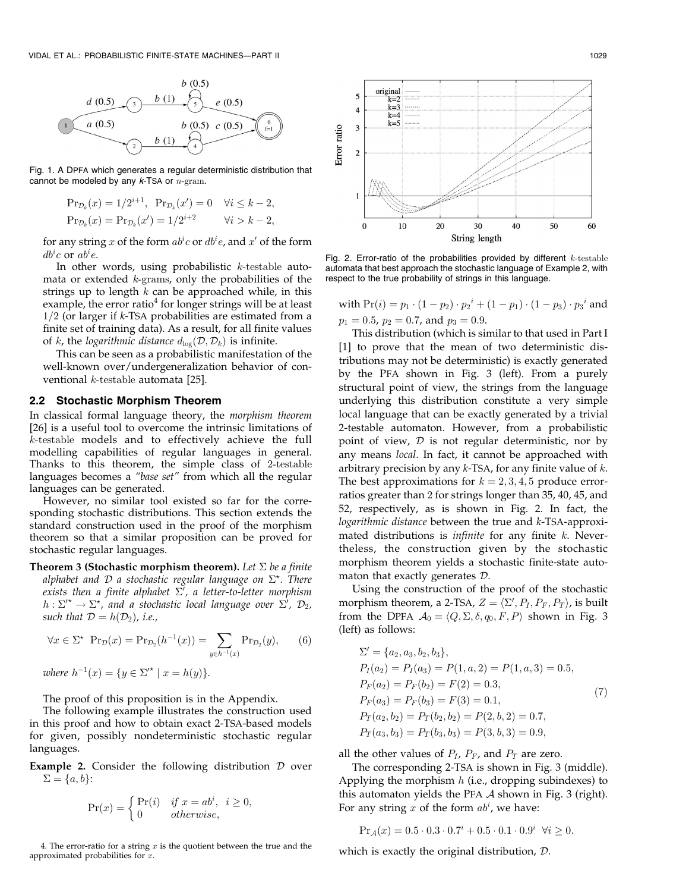Fig. 1. A DPFA which generates a regular deterministic distribution that cannot be modeled by any $k$-TSA or $n$-gram.

$$\Pr_{\mathcal{D}_k}(x) = 1/2^{i+1}, \ \Pr_{\mathcal{D}_k}(x') = 0 \quad \forall i \leq k-2,$$
$$\Pr_{\mathcal{D}_k}(x) = \Pr_{\mathcal{D}_k}(x') = 1/2^{i+2} \qquad \forall i > k-2,$$

for any string $x$ of the form $ab^ic$ or $db^ie$, and $x'$ of the form $db^ic$ or $ab^ie$.

In other words, using probabilistic $k$-testable automata or extended $k$-grams, only the probabilities of the strings up to length $k$ can be approached while, in this example, the error ratio[4] for longer strings will be at least $1/2$ (or larger if $k$-TSA probabilities are estimated from a finite set of training data). As a result, for all finite values of $k$, the *logarithmic distance* $d_{\log}(\mathcal{D}, \mathcal{D}_k)$ is infinite.

This can be seen as a probabilistic manifestation of the well-known over/undergeneralization behavior of conventional $k$-testable automata [25].

## 2.2 Stochastic Morphism Theorem

In classical formal language theory, the *morphism theorem* [26] is a useful tool to overcome the intrinsic limitations of $k$-testable models and to effectively achieve the full modelling capabilities of regular languages in general. Thanks to this theorem, the simple class of 2-testable languages becomes a *"base set"* from which all the regular languages can be generated.

However, no similar tool existed so far for the corresponding stochastic distributions. This section extends the standard construction used in the proof of the morphism theorem so that a similar proposition can be proved for stochastic regular languages.

**Theorem 3 (Stochastic morphism theorem).** *Let $\Sigma$ be a finite alphabet and $\mathcal{D}$ a stochastic regular language on $\Sigma^\star$. There exists then a finite alphabet $\Sigma'$, a letter-to-letter morphism $h : \Sigma'^\star \to \Sigma^\star$, and a stochastic local language over $\Sigma'$, $\mathcal{D}_2$, such that $\mathcal{D} = h(\mathcal{D}_2)$, i.e.,*

$$\forall x \in \Sigma^\star \ \Pr_{\mathcal{D}}(x) = \Pr_{\mathcal{D}_2}(h^{-1}(x)) = \sum_{y \in h^{-1}(x)} \Pr_{\mathcal{D}_2}(y), \qquad (6)$$

*where $h^{-1}(x) = \{y \in \Sigma'^\star \mid x = h(y)\}$.*

The proof of this proposition is in the Appendix.

The following example illustrates the construction used in this proof and how to obtain exact 2-TSA-based models for given, possibly nondeterministic stochastic regular languages.

**Example 2.** Consider the following distribution $\mathcal{D}$ over $\Sigma = \{a, b\}$:

$$\Pr(x) = \begin{cases} \Pr(i) & \text{if } x = ab^i, \ i \geq 0, \\ 0 & \text{otherwise}, \end{cases}$$

4. The error-ratio for a string $x$ is the quotient between the true and the approximated probabilities for $x$.

Fig. 2. Error-ratio of the probabilities provided by different $k$-testable automata that best approach the stochastic language of Example 2, with respect to the true probability of strings in this language.

with $\Pr(i) = p_1 \cdot (1 - p_2) \cdot {p_2}^i + (1 - p_1) \cdot (1 - p_3) \cdot {p_3}^i$ and $p_1 = 0.5$, $p_2 = 0.7$, and $p_3 = 0.9$.

This distribution (which is similar to that used in Part I [1] to prove that the mean of two deterministic distributions may not be deterministic) is exactly generated by the PFA shown in Fig. 3 (left). From a purely structural point of view, the strings from the language underlying this distribution constitute a very simple local language that can be exactly generated by a trivial 2-testable automaton. However, from a probabilistic point of view, $\mathcal{D}$ is not regular deterministic, nor by any means *local*. In fact, it cannot be approached with arbitrary precision by any $k$-TSA, for any finite value of $k$. The best approximations for $k = 2, 3, 4, 5$ produce error-ratios greater than 2 for strings longer than 35, 40, 45, and 52, respectively, as is shown in Fig. 2. In fact, the *logarithmic distance* between the true and $k$-TSA-approximated distributions is *infinite* for any finite $k$. Nevertheless, the construction given by the stochastic morphism theorem yields a stochastic finite-state automaton that exactly generates $\mathcal{D}$.

Using the construction of the proof of the stochastic morphism theorem, a 2-TSA, $Z = \langle \Sigma', P_I, P_F, P_T \rangle$, is built from the DPFA $\mathcal{A}_0 = \langle Q, \Sigma, \delta, q_0, F, P \rangle$ shown in Fig. 3 (left) as follows:

$$\begin{aligned}
&\Sigma' = \{a_2, a_3, b_2, b_3\}, \\
&P_I(a_2) = P_I(a_3) = P(1, a, 2) = P(1, a, 3) = 0.5, \\
&P_F(a_2) = P_F(b_2) = F(2) = 0.3, \\
&P_F(a_3) = P_F(b_3) = F(3) = 0.1, \\
&P_T(a_2, b_2) = P_T(b_2, b_2) = P(2, b, 2) = 0.7, \\
&P_T(a_3, b_3) = P_T(b_3, b_3) = P(3, b, 3) = 0.9,
\end{aligned} \qquad (7)$$

all the other values of $P_I$, $P_F$, and $P_T$ are zero.

The corresponding 2-TSA is shown in Fig. 3 (middle). Applying the morphism $h$ (i.e., dropping subindexes) to this automaton yields the PFA $\mathcal{A}$ shown in Fig. 3 (right). For any string $x$ of the form $ab^i$, we have:

$$\Pr_{\mathcal{A}}(x) = 0.5 \cdot 0.3 \cdot 0.7^i + 0.5 \cdot 0.1 \cdot 0.9^i \ \ \forall i \geq 0.$$

which is exactly the original distribution, $\mathcal{D}$.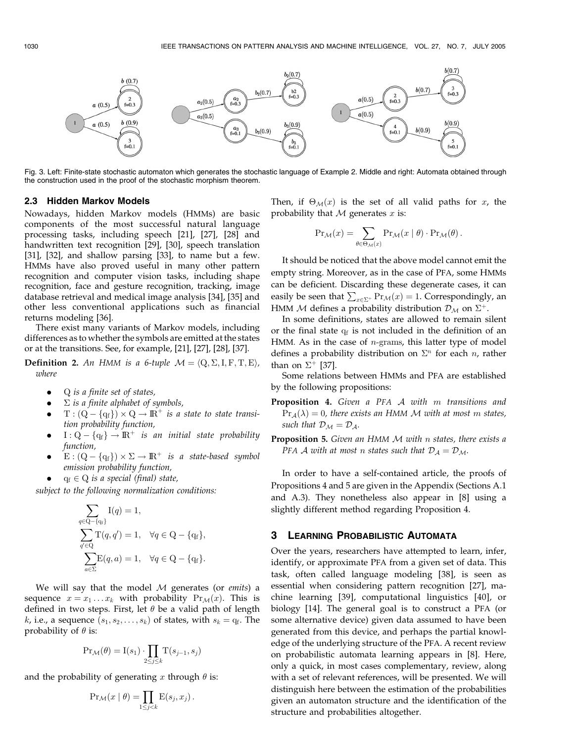Fig. 3. Left: Finite-state stochastic automaton which generates the stochastic language of Example 2. Middle and right: Automata obtained through the construction used in the proof of the stochastic morphism theorem.

### 2.3 Hidden Markov Models

Nowadays, hidden Markov models (HMMs) are basic components of the most successful natural language processing tasks, including speech [21], [27], [28] and handwritten text recognition [29], [30], speech translation [31], [32], and shallow parsing [33], to name but a few. HMMs have also proved useful in many other pattern recognition and computer vision tasks, including shape recognition, face and gesture recognition, tracking, image database retrieval and medical image analysis [34], [35] and other less conventional applications such as financial returns modeling [36].

There exist many variants of Markov models, including differences as to whether the symbols are emitted at the states or at the transitions. See, for example, [21], [27], [28], [37].

**Definition 2.** *An HMM is a 6-tuple* $\mathcal{M} = \langle \mathrm{Q}, \Sigma, \mathrm{I}, \mathrm{F}, \mathrm{T}, \mathrm{E} \rangle$, *where*

- $\mathrm{Q}$ *is a finite set of states,*
- $\Sigma$ *is a finite alphabet of symbols,*
- $\mathrm{T} : (\mathrm{Q} - \{\mathrm{q_f}\}) \times \mathrm{Q} \rightarrow \mathbb{R}^+$ *is a state to state transition probability function,*
- $\mathrm{I} : \mathrm{Q} - \{\mathrm{q_f}\} \rightarrow \mathbb{R}^+$ *is an initial state probability function,*
- $\mathrm{E} : (\mathrm{Q} - \{\mathrm{q_f}\}) \times \Sigma \rightarrow \mathbb{R}^+$ *is a state-based symbol emission probability function,*
- $\mathrm{q_f} \in \mathrm{Q}$ *is a special (final) state,*

*subject to the following normalization conditions:*

$$\sum_{q \in \mathrm{Q} - \{\mathrm{q_f}\}} \mathrm{I}(q) = 1,$$

$$\sum_{q' \in \mathrm{Q}} \mathrm{T}(q, q') = 1, \quad \forall q \in \mathrm{Q} - \{\mathrm{q_f}\},$$

$$\sum_{a \in \Sigma} \mathrm{E}(q, a) = 1, \quad \forall q \in \mathrm{Q} - \{\mathrm{q_f}\}.$$

We will say that the model $\mathcal{M}$ generates (or *emits*) a sequence $x = x_1 \ldots x_k$ with probability $\mathrm{Pr}_{\mathcal{M}}(x)$. This is defined in two steps. First, let $\theta$ be a valid path of length $k$, i.e., a sequence $(s_1, s_2, \ldots, s_k)$ of states, with $s_k = \mathrm{q_f}$. The probability of $\theta$ is:

$$\mathrm{Pr}_{\mathcal{M}}(\theta) = \mathrm{I}(s_1) \cdot \prod_{2 \leq j \leq k} \mathrm{T}(s_{j-1}, s_j)$$

and the probability of generating $x$ through $\theta$ is:

$$\mathrm{Pr}_{\mathcal{M}}(x \mid \theta) = \prod_{1 \leq j < k} \mathrm{E}(s_j, x_j).$$

Then, if $\Theta_{\mathcal{M}}(x)$ is the set of all valid paths for $x$, the probability that $\mathcal{M}$ generates $x$ is:

$$\mathrm{Pr}_{\mathcal{M}}(x) = \sum_{\theta \in \Theta_{\mathcal{M}}(x)} \mathrm{Pr}_{\mathcal{M}}(x \mid \theta) \cdot \mathrm{Pr}_{\mathcal{M}}(\theta).$$

It should be noticed that the above model cannot emit the empty string. Moreover, as in the case of PFA, some HMMs can be deficient. Discarding these degenerate cases, it can easily be seen that $\sum_{x \in \Sigma^+} \mathrm{Pr}_{\mathcal{M}}(x) = 1$. Correspondingly, an HMM $\mathcal{M}$ defines a probability distribution $\mathcal{D}_{\mathcal{M}}$ on $\Sigma^+$.

In some definitions, states are allowed to remain silent or the final state $\mathrm{q_f}$ is not included in the definition of an HMM. As in the case of $n$-grams, this latter type of model defines a probability distribution on $\Sigma^n$ for each $n$, rather than on $\Sigma^+$ [37].

Some relations between HMMs and PFA are established by the following propositions:

**Proposition 4.** *Given a PFA* $\mathcal{A}$ *with* $m$ *transitions and* $\mathrm{Pr}_{\mathcal{A}}(\lambda) = 0$, *there exists an HMM* $\mathcal{M}$ *with at most* $m$ *states, such that* $\mathcal{D}_{\mathcal{M}} = \mathcal{D}_{\mathcal{A}}$.

**Proposition 5.** *Given an HMM* $\mathcal{M}$ *with* $n$ *states, there exists a PFA* $\mathcal{A}$ *with at most* $n$ *states such that* $\mathcal{D}_{\mathcal{A}} = \mathcal{D}_{\mathcal{M}}$.

In order to have a self-contained article, the proofs of Propositions 4 and 5 are given in the Appendix (Sections A.1 and A.3). They nonetheless also appear in [8] using a slightly different method regarding Proposition 4.

## 3 Learning Probabilistic Automata

Over the years, researchers have attempted to learn, infer, identify, or approximate PFA from a given set of data. This task, often called language modeling [38], is seen as essential when considering pattern recognition [27], machine learning [39], computational linguistics [40], or biology [14]. The general goal is to construct a PFA (or some alternative device) given data assumed to have been generated from this device, and perhaps the partial knowledge of the underlying structure of the PFA. A recent review on probabilistic automata learning appears in [8]. Here, only a quick, in most cases complementary, review, along with a set of relevant references, will be presented. We will distinguish here between the estimation of the probabilities given an automaton structure and the identification of the structure and probabilities altogether.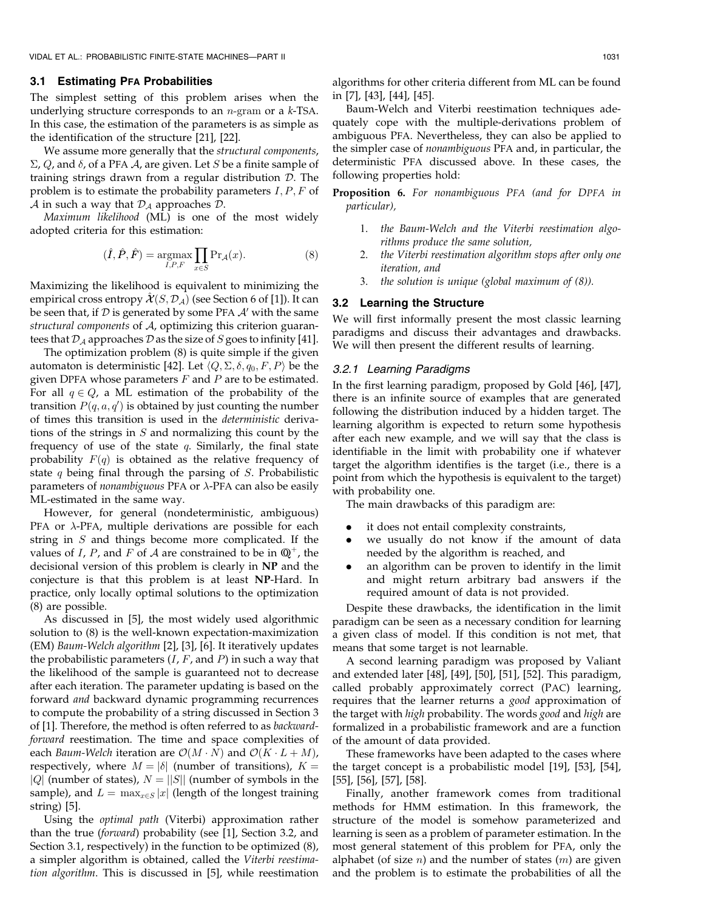### 3.1 Estimating PFA Probabilities

The simplest setting of this problem arises when the underlying structure corresponds to an $n$-gram or a $k$-TSA. In this case, the estimation of the parameters is as simple as the identification of the structure [21], [22].

We assume more generally that the *structural components*, $\Sigma$, $Q$, and $\delta$, of a PFA $\mathcal{A}$, are given. Let $S$ be a finite sample of training strings drawn from a regular distribution $\mathcal{D}$. The problem is to estimate the probability parameters $I, P, F$ of $\mathcal{A}$ in such a way that $\mathcal{D}_{\mathcal{A}}$ approaches $\mathcal{D}$.

*Maximum likelihood* (ML) is one of the most widely adopted criteria for this estimation:

$$(\hat{I}, \hat{P}, \hat{F}) = \operatorname*{argmax}_{I,P,F} \prod_{x \in S} \Pr_{\mathcal{A}}(x). \tag{8}$$

Maximizing the likelihood is equivalent to minimizing the empirical cross entropy $\hat{\mathcal{X}}(S, \mathcal{D}_{\mathcal{A}})$ (see Section 6 of [1]). It can be seen that, if $\mathcal{D}$ is generated by some PFA $\mathcal{A}'$ with the same *structural components* of $\mathcal{A}$, optimizing this criterion guarantees that $\mathcal{D}_{\mathcal{A}}$ approaches $\mathcal{D}$ as the size of $S$ goes to infinity [41].

The optimization problem (8) is quite simple if the given automaton is deterministic [42]. Let $\langle Q, \Sigma, \delta, q_0, F, P\rangle$ be the given DPFA whose parameters $F$ and $P$ are to be estimated. For all $q \in Q$, a ML estimation of the probability of the transition $P(q, a, q')$ is obtained by just counting the number of times this transition is used in the *deterministic* derivations of the strings in $S$ and normalizing this count by the frequency of use of the state $q$. Similarly, the final state probability $F(q)$ is obtained as the relative frequency of state $q$ being final through the parsing of $S$. Probabilistic parameters of *nonambiguous* PFA or $\lambda$-PFA can also be easily ML-estimated in the same way.

However, for general (nondeterministic, ambiguous) PFA or $\lambda$-PFA, multiple derivations are possible for each string in $S$ and things become more complicated. If the values of $I$, $P$, and $F$ of $\mathcal{A}$ are constrained to be in $\mathbb{Q}^+$, the decisional version of this problem is clearly in **NP** and the conjecture is that this problem is at least **NP**-Hard. In practice, only locally optimal solutions to the optimization (8) are possible.

As discussed in [5], the most widely used algorithmic solution to (8) is the well-known expectation-maximization (EM) *Baum-Welch algorithm* [2], [3], [6]. It iteratively updates the probabilistic parameters ($I$, $F$, and $P$) in such a way that the likelihood of the sample is guaranteed not to decrease after each iteration. The parameter updating is based on the forward *and* backward dynamic programming recurrences to compute the probability of a string discussed in Section 3 of [1]. Therefore, the method is often referred to as *backward-forward* reestimation. The time and space complexities of each *Baum-Welch* iteration are $\mathcal{O}(M \cdot N)$ and $\mathcal{O}(K \cdot L + M)$, respectively, where $M = |\delta|$ (number of transitions), $K = |Q|$ (number of states), $N = ||S||$ (number of symbols in the sample), and $L = \max_{x \in S} |x|$ (length of the longest training string) [5].

Using the *optimal path* (Viterbi) approximation rather than the true (*forward*) probability (see [1], Section 3.2, and Section 3.1, respectively) in the function to be optimized (8), a simpler algorithm is obtained, called the *Viterbi reestimation algorithm*. This is discussed in [5], while reestimation algorithms for other criteria different from ML can be found in [7], [43], [44], [45].

Baum-Welch and Viterbi reestimation techniques adequately cope with the multiple-derivations problem of ambiguous PFA. Nevertheless, they can also be applied to the simpler case of *nonambiguous* PFA and, in particular, the deterministic PFA discussed above. In these cases, the following properties hold:

**Proposition 6.** *For nonambiguous PFA (and for DPFA in particular),*

1. *the Baum-Welch and the Viterbi reestimation algorithms produce the same solution,*
2. *the Viterbi reestimation algorithm stops after only one iteration, and*
3. *the solution is unique (global maximum of (8)).*

### 3.2 Learning the Structure

We will first informally present the most classic learning paradigms and discuss their advantages and drawbacks. We will then present the different results of learning.

#### 3.2.1 Learning Paradigms

In the first learning paradigm, proposed by Gold [46], [47], there is an infinite source of examples that are generated following the distribution induced by a hidden target. The learning algorithm is expected to return some hypothesis after each new example, and we will say that the class is identifiable in the limit with probability one if whatever target the algorithm identifies is the target (i.e., there is a point from which the hypothesis is equivalent to the target) with probability one.

The main drawbacks of this paradigm are:

- it does not entail complexity constraints,
- we usually do not know if the amount of data needed by the algorithm is reached, and
- an algorithm can be proven to identify in the limit and might return arbitrary bad answers if the required amount of data is not provided.

Despite these drawbacks, the identification in the limit paradigm can be seen as a necessary condition for learning a given class of model. If this condition is not met, that means that some target is not learnable.

A second learning paradigm was proposed by Valiant and extended later [48], [49], [50], [51], [52]. This paradigm, called probably approximately correct (PAC) learning, requires that the learner returns a *good* approximation of the target with *high* probability. The words *good* and *high* are formalized in a probabilistic framework and are a function of the amount of data provided.

These frameworks have been adapted to the cases where the target concept is a probabilistic model [19], [53], [54], [55], [56], [57], [58].

Finally, another framework comes from traditional methods for HMM estimation. In this framework, the structure of the model is somehow parameterized and learning is seen as a problem of parameter estimation. In the most general statement of this problem for PFA, only the alphabet (of size $n$) and the number of states ($m$) are given and the problem is to estimate the probabilities of all the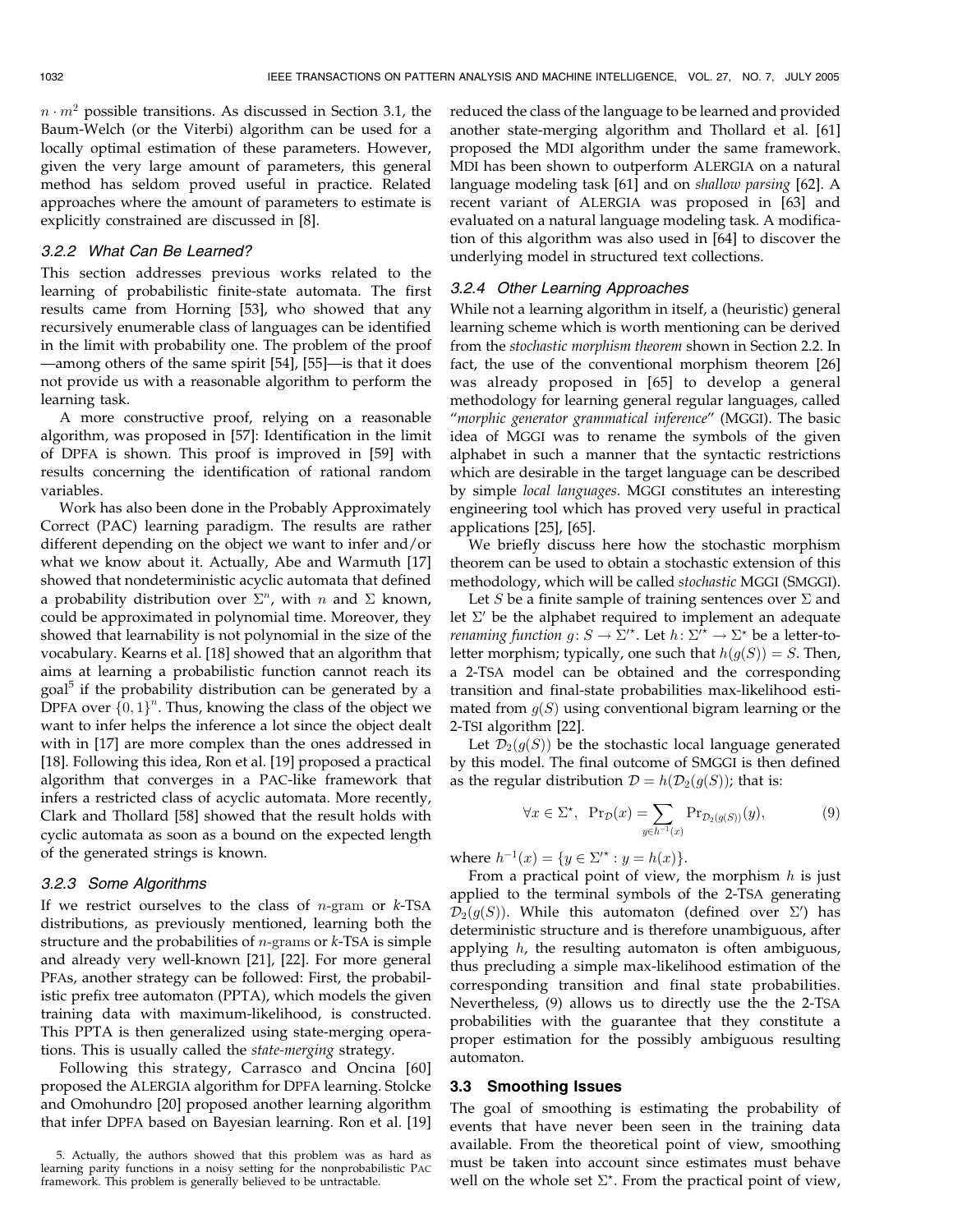$n \cdot m^2$ possible transitions. As discussed in Section 3.1, the Baum-Welch (or the Viterbi) algorithm can be used for a locally optimal estimation of these parameters. However, given the very large amount of parameters, this general method has seldom proved useful in practice. Related approaches where the amount of parameters to estimate is explicitly constrained are discussed in [8].

#### 3.2.2 What Can Be Learned?

This section addresses previous works related to the learning of probabilistic finite-state automata. The first results came from Horning [53], who showed that any recursively enumerable class of languages can be identified in the limit with probability one. The problem of the proof —among others of the same spirit [54], [55]—is that it does not provide us with a reasonable algorithm to perform the learning task.

A more constructive proof, relying on a reasonable algorithm, was proposed in [57]: Identification in the limit of DPFA is shown. This proof is improved in [59] with results concerning the identification of rational random variables.

Work has also been done in the Probably Approximately Correct (PAC) learning paradigm. The results are rather different depending on the object we want to infer and/or what we know about it. Actually, Abe and Warmuth [17] showed that nondeterministic acyclic automata that defined a probability distribution over $\Sigma^n$, with $n$ and $\Sigma$ known, could be approximated in polynomial time. Moreover, they showed that learnability is not polynomial in the size of the vocabulary. Kearns et al. [18] showed that an algorithm that aims at learning a probabilistic function cannot reach its goal[5] if the probability distribution can be generated by a DPFA over $\{0,1\}^n$. Thus, knowing the class of the object we want to infer helps the inference a lot since the object dealt with in [17] are more complex than the ones addressed in [18]. Following this idea, Ron et al. [19] proposed a practical algorithm that converges in a PAC-like framework that infers a restricted class of acyclic automata. More recently, Clark and Thollard [58] showed that the result holds with cyclic automata as soon as a bound on the expected length of the generated strings is known.

#### 3.2.3 Some Algorithms

If we restrict ourselves to the class of $n$-gram or $k$-TSA distributions, as previously mentioned, learning both the structure and the probabilities of $n$-grams or $k$-TSA is simple and already very well-known [21], [22]. For more general PFAs, another strategy can be followed: First, the probabilistic prefix tree automaton (PPTA), which models the given training data with maximum-likelihood, is constructed. This PPTA is then generalized using state-merging operations. This is usually called the *state-merging* strategy.

Following this strategy, Carrasco and Oncina [60] proposed the ALERGIA algorithm for DPFA learning. Stolcke and Omohundro [20] proposed another learning algorithm that infer DPFA based on Bayesian learning. Ron et al. [19] reduced the class of the language to be learned and provided another state-merging algorithm and Thollard et al. [61] proposed the MDI algorithm under the same framework. MDI has been shown to outperform ALERGIA on a natural language modeling task [61] and on *shallow parsing* [62]. A recent variant of ALERGIA was proposed in [63] and evaluated on a natural language modeling task. A modification of this algorithm was also used in [64] to discover the underlying model in structured text collections.

#### 3.2.4 Other Learning Approaches

While not a learning algorithm in itself, a (heuristic) general learning scheme which is worth mentioning can be derived from the *stochastic morphism theorem* shown in Section 2.2. In fact, the use of the conventional morphism theorem [26] was already proposed in [65] to develop a general methodology for learning general regular languages, called "*morphic generator grammatical inference*" (MGGI). The basic idea of MGGI was to rename the symbols of the given alphabet in such a manner that the syntactic restrictions which are desirable in the target language can be described by simple *local languages*. MGGI constitutes an interesting engineering tool which has proved very useful in practical applications [25], [65].

We briefly discuss here how the stochastic morphism theorem can be used to obtain a stochastic extension of this methodology, which will be called *stochastic* MGGI (SMGGI).

Let $S$ be a finite sample of training sentences over $\Sigma$ and let $\Sigma'$ be the alphabet required to implement an adequate *renaming function* $g\colon S \to \Sigma'^{\star}$. Let $h\colon \Sigma'^{\star} \to \Sigma^{\star}$ be a letter-to-letter morphism; typically, one such that $h(g(S)) = S$. Then, a 2-TSA model can be obtained and the corresponding transition and final-state probabilities max-likelihood estimated from $g(S)$ using conventional bigram learning or the 2-TSI algorithm [22].

Let $\mathcal{D}_2(g(S))$ be the stochastic local language generated by this model. The final outcome of SMGGI is then defined as the regular distribution $\mathcal{D} = h(\mathcal{D}_2(g(S)))$; that is:

$$\forall x \in \Sigma^{\star}, \quad \Pr_{\mathcal{D}}(x) = \sum_{y \in h^{-1}(x)} \Pr_{\mathcal{D}_2(g(S))}(y), \tag{9}$$

where $h^{-1}(x) = \{y \in \Sigma'^{\star} : y = h(x)\}$.

From a practical point of view, the morphism $h$ is just applied to the terminal symbols of the 2-TSA generating $\mathcal{D}_2(g(S))$. While this automaton (defined over $\Sigma'$) has deterministic structure and is therefore unambiguous, after applying $h$, the resulting automaton is often ambiguous, thus precluding a simple max-likelihood estimation of the corresponding transition and final state probabilities. Nevertheless, (9) allows us to directly use the the 2-TSA probabilities with the guarantee that they constitute a proper estimation for the possibly ambiguous resulting automaton.

### 3.3 Smoothing Issues

The goal of smoothing is estimating the probability of events that have never been seen in the training data available. From the theoretical point of view, smoothing must be taken into account since estimates must behave well on the whole set $\Sigma^{\star}$. From the practical point of view,

5. Actually, the authors showed that this problem was as hard as learning parity functions in a noisy setting for the nonprobabilistic PAC framework. This problem is generally believed to be untractable.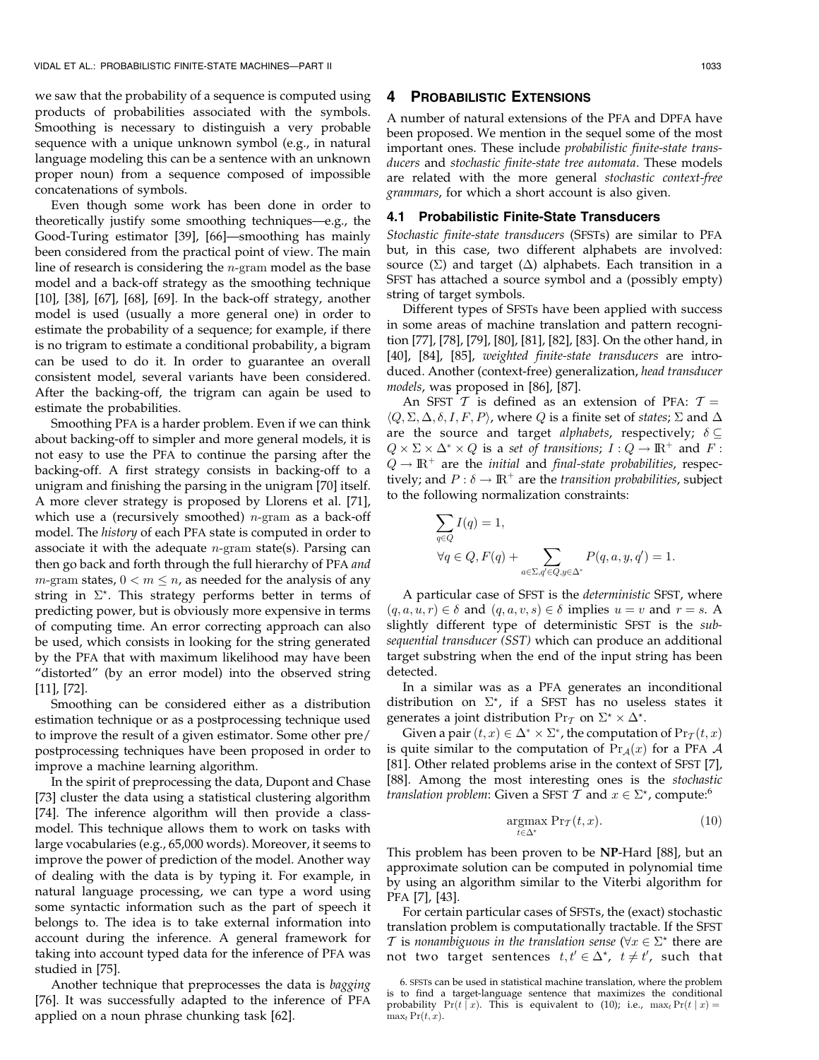we saw that the probability of a sequence is computed using products of probabilities associated with the symbols. Smoothing is necessary to distinguish a very probable sequence with a unique unknown symbol (e.g., in natural language modeling this can be a sentence with an unknown proper noun) from a sequence composed of impossible concatenations of symbols.

Even though some work has been done in order to theoretically justify some smoothing techniques—e.g., the Good-Turing estimator [39], [66]—smoothing has mainly been considered from the practical point of view. The main line of research is considering the $n$-gram model as the base model and a back-off strategy as the smoothing technique [10], [38], [67], [68], [69]. In the back-off strategy, another model is used (usually a more general one) in order to estimate the probability of a sequence; for example, if there is no trigram to estimate a conditional probability, a bigram can be used to do it. In order to guarantee an overall consistent model, several variants have been considered. After the backing-off, the trigram can again be used to estimate the probabilities.

Smoothing PFA is a harder problem. Even if we can think about backing-off to simpler and more general models, it is not easy to use the PFA to continue the parsing after the backing-off. A first strategy consists in backing-off to a unigram and finishing the parsing in the unigram [70] itself. A more clever strategy is proposed by Llorens et al. [71], which use a (recursively smoothed) $n$-gram as a back-off model. The *history* of each PFA state is computed in order to associate it with the adequate $n$-gram state(s). Parsing can then go back and forth through the full hierarchy of PFA *and* $m$-gram states, $0 < m \leq n$, as needed for the analysis of any string in $\Sigma^\star$. This strategy performs better in terms of predicting power, but is obviously more expensive in terms of computing time. An error correcting approach can also be used, which consists in looking for the string generated by the PFA that with maximum likelihood may have been "distorted" (by an error model) into the observed string [11], [72].

Smoothing can be considered either as a distribution estimation technique or as a postprocessing technique used to improve the result of a given estimator. Some other pre/postprocessing techniques have been proposed in order to improve a machine learning algorithm.

In the spirit of preprocessing the data, Dupont and Chase [73] cluster the data using a statistical clustering algorithm [74]. The inference algorithm will then provide a class-model. This technique allows them to work on tasks with large vocabularies (e.g., 65,000 words). Moreover, it seems to improve the power of prediction of the model. Another way of dealing with the data is by typing it. For example, in natural language processing, we can type a word using some syntactic information such as the part of speech it belongs to. The idea is to take external information into account during the inference. A general framework for taking into account typed data for the inference of PFA was studied in [75].

Another technique that preprocesses the data is *bagging* [76]. It was successfully adapted to the inference of PFA applied on a noun phrase chunking task [62].

## 4 Probabilistic Extensions

A number of natural extensions of the PFA and DPFA have been proposed. We mention in the sequel some of the most important ones. These include *probabilistic finite-state transducers* and *stochastic finite-state tree automata*. These models are related with the more general *stochastic context-free grammars*, for which a short account is also given.

### 4.1 Probabilistic Finite-State Transducers

*Stochastic finite-state transducers* (SFSTs) are similar to PFA but, in this case, two different alphabets are involved: source ($\Sigma$) and target ($\Delta$) alphabets. Each transition in a SFST has attached a source symbol and a (possibly empty) string of target symbols.

Different types of SFSTs have been applied with success in some areas of machine translation and pattern recognition [77], [78], [79], [80], [81], [82], [83]. On the other hand, in [40], [84], [85], *weighted finite-state transducers* are introduced. Another (context-free) generalization, *head transducer models*, was proposed in [86], [87].

An SFST $\mathcal{T}$ is defined as an extension of PFA: $\mathcal{T} = \langle Q, \Sigma, \Delta, \delta, I, F, P \rangle$, where $Q$ is a finite set of *states*; $\Sigma$ and $\Delta$ are the source and target *alphabets*, respectively; $\delta \subseteq Q \times \Sigma \times \Delta^\star \times Q$ is a *set of transitions*; $I : Q \to \mathbb{R}^+$ and $F : Q \to \mathbb{R}^+$ are the *initial* and *final-state probabilities*, respectively; and $P : \delta \to \mathbb{R}^+$ are the *transition probabilities*, subject to the following normalization constraints:

$$\sum_{q \in Q} I(q) = 1,$$

$$\forall q \in Q, F(q) + \sum_{a \in \Sigma, q' \in Q, y \in \Delta^\star} P(q, a, y, q') = 1.$$

A particular case of SFST is the *deterministic* SFST, where $(q, a, u, r) \in \delta$ and $(q, a, v, s) \in \delta$ implies $u = v$ and $r = s$. A slightly different type of deterministic SFST is the *subsequential transducer (SST)* which can produce an additional target substring when the end of the input string has been detected.

In a similar was as a PFA generates an inconditional distribution on $\Sigma^\star$, if a SFST has no useless states it generates a joint distribution $\Pr_{\mathcal{T}}$ on $\Sigma^\star \times \Delta^\star$.

Given a pair $(t, x) \in \Delta^\star \times \Sigma^\star$, the computation of $\Pr_{\mathcal{T}}(t, x)$ is quite similar to the computation of $\Pr_{\mathcal{A}}(x)$ for a PFA $\mathcal{A}$ [81]. Other related problems arise in the context of SFST [7], [88]. Among the most interesting ones is the *stochastic translation problem*: Given a SFST $\mathcal{T}$ and $x \in \Sigma^\star$, compute:[6]

$$\underset{t \in \Delta^\star}{\operatorname{argmax}} \Pr_{\mathcal{T}}(t, x). \tag{10}$$

This problem has been proven to be **NP**-Hard [88], but an approximate solution can be computed in polynomial time by using an algorithm similar to the Viterbi algorithm for PFA [7], [43].

For certain particular cases of SFSTs, the (exact) stochastic translation problem is computationally tractable. If the SFST $\mathcal{T}$ is *nonambiguous in the translation sense* ($\forall x \in \Sigma^\star$ there are not two target sentences $t, t' \in \Delta^\star$, $t \neq t'$, such that

6. SFSTs can be used in statistical machine translation, where the problem is to find a target-language sentence that maximizes the conditional probability $\Pr(t \mid x)$. This is equivalent to (10); i.e., $\max_t \Pr(t \mid x) = \max_t \Pr(t, x)$.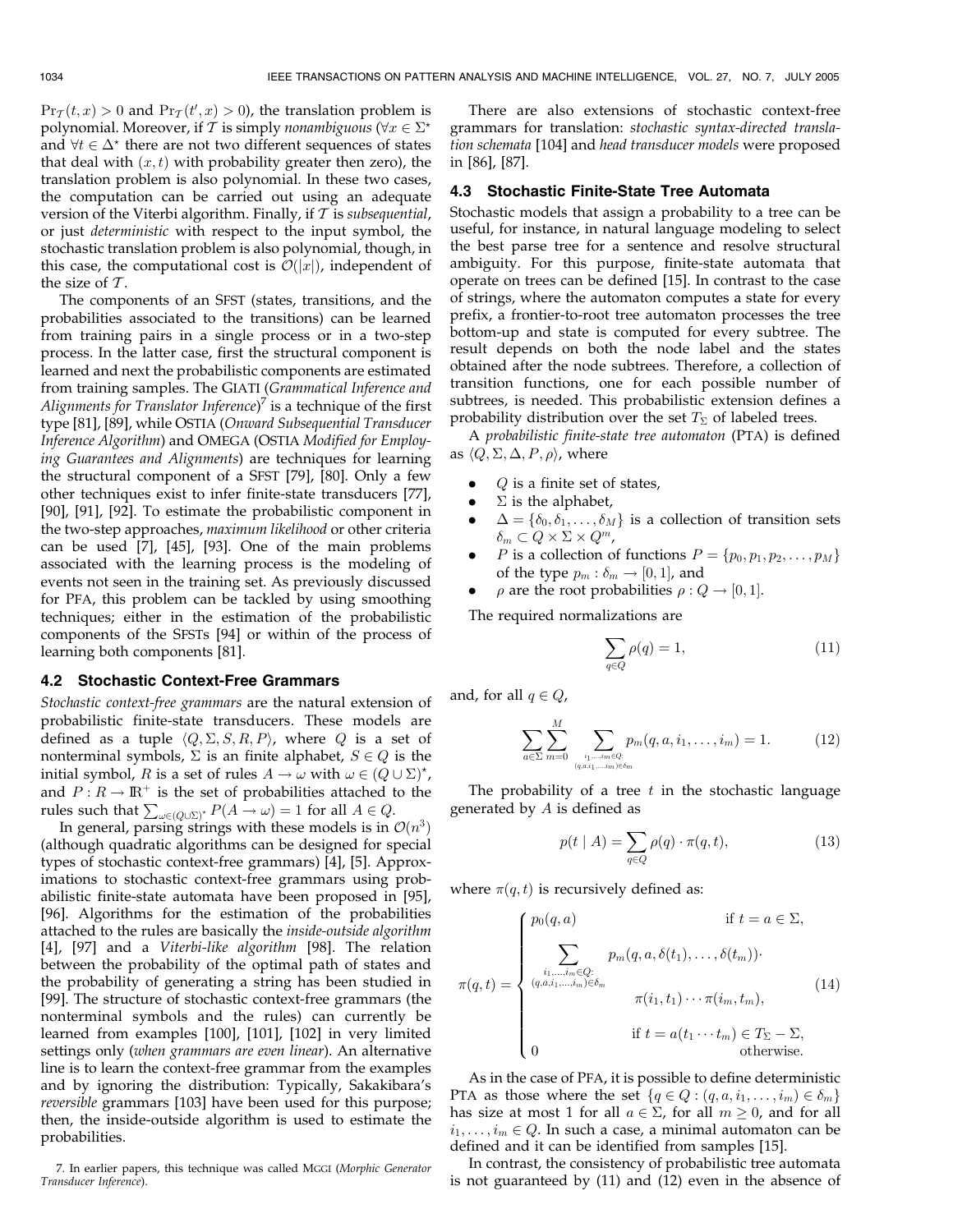$\Pr_{\mathcal{T}}(t, x) > 0$ and $\Pr_{\mathcal{T}}(t', x) > 0$), the translation problem is polynomial. Moreover, if $\mathcal{T}$ is simply *nonambiguous* ($\forall x \in \Sigma^\star$ and $\forall t \in \Delta^\star$ there are not two different sequences of states that deal with $(x, t)$ with probability greater then zero), the translation problem is also polynomial. In these two cases, the computation can be carried out using an adequate version of the Viterbi algorithm. Finally, if $\mathcal{T}$ is *subsequential*, or just *deterministic* with respect to the input symbol, the stochastic translation problem is also polynomial, though, in this case, the computational cost is $\mathcal{O}(|x|)$, independent of the size of $\mathcal{T}$.

The components of an SFST (states, transitions, and the probabilities associated to the transitions) can be learned from training pairs in a single process or in a two-step process. In the latter case, first the structural component is learned and next the probabilistic components are estimated from training samples. The GIATI (*Grammatical Inference and Alignments for Translator Inference*)[7] is a technique of the first type [81], [89], while OSTIA (*Onward Subsequential Transducer Inference Algorithm*) and OMEGA (*OSTIA Modified for Employing Guarantees and Alignments*) are techniques for learning the structural component of a SFST [79], [80]. Only a few other techniques exist to infer finite-state transducers [77], [90], [91], [92]. To estimate the probabilistic component in the two-step approaches, *maximum likelihood* or other criteria can be used [7], [45], [93]. One of the main problems associated with the learning process is the modeling of events not seen in the training set. As previously discussed for PFA, this problem can be tackled by using smoothing techniques; either in the estimation of the probabilistic components of the SFSTs [94] or within of the process of learning both components [81].

### 4.2 Stochastic Context-Free Grammars

*Stochastic context-free grammars* are the natural extension of probabilistic finite-state transducers. These models are defined as a tuple $\langle Q, \Sigma, S, R, P \rangle$, where $Q$ is a set of nonterminal symbols, $\Sigma$ is an finite alphabet, $S \in Q$ is the initial symbol, $R$ is a set of rules $A \rightarrow \omega$ with $\omega \in (Q \cup \Sigma)^\star$, and $P : R \rightarrow \mathbb{R}^+$ is the set of probabilities attached to the rules such that $\sum_{\omega \in (Q \cup \Sigma)^\star} P(A \rightarrow \omega) = 1$ for all $A \in Q$.

In general, parsing strings with these models is in $\mathcal{O}(n^3)$ (although quadratic algorithms can be designed for special types of stochastic context-free grammars) [4], [5]. Approximations to stochastic context-free grammars using probabilistic finite-state automata have been proposed in [95], [96]. Algorithms for the estimation of the probabilities attached to the rules are basically the *inside-outside algorithm* [4], [97] and a *Viterbi-like algorithm* [98]. The relation between the probability of the optimal path of states and the probability of generating a string has been studied in [99]. The structure of stochastic context-free grammars (the nonterminal symbols and the rules) can currently be learned from examples [100], [101], [102] in very limited settings only (*when grammars are even linear*). An alternative line is to learn the context-free grammar from the examples and by ignoring the distribution: Typically, Sakakibara's *reversible* grammars [103] have been used for this purpose; then, the inside-outside algorithm is used to estimate the probabilities.

There are also extensions of stochastic context-free grammars for translation: *stochastic syntax-directed translation schemata* [104] and *head transducer models* were proposed in [86], [87].

### 4.3 Stochastic Finite-State Tree Automata

Stochastic models that assign a probability to a tree can be useful, for instance, in natural language modeling to select the best parse tree for a sentence and resolve structural ambiguity. For this purpose, finite-state automata that operate on trees can be defined [15]. In contrast to the case of strings, where the automaton computes a state for every prefix, a frontier-to-root tree automaton processes the tree bottom-up and state is computed for every subtree. The result depends on both the node label and the states obtained after the node subtrees. Therefore, a collection of transition functions, one for each possible number of subtrees, is needed. This probabilistic extension defines a probability distribution over the set $T_\Sigma$ of labeled trees.

A *probabilistic finite-state tree automaton* (PTA) is defined as $\langle Q, \Sigma, \Delta, P, \rho \rangle$, where

- $Q$ is a finite set of states,
- $\Sigma$ is the alphabet,
- $\Delta = \{\delta_0, \delta_1, \ldots, \delta_M\}$ is a collection of transition sets $\delta_m \subset Q \times \Sigma \times Q^m$,
- $P$ is a collection of functions $P = \{p_0, p_1, p_2, \ldots, p_M\}$ of the type $p_m : \delta_m \rightarrow [0, 1]$, and
- $\rho$ are the root probabilities $\rho : Q \rightarrow [0, 1]$.

The required normalizations are

$$\sum_{q \in Q} \rho(q) = 1, \tag{11}$$

and, for all $q \in Q$,

$$\sum_{a \in \Sigma} \sum_{m=0}^{M} \sum_{\substack{i_1, \ldots, i_m \in Q: \\ (q, a, i_1, \ldots, i_m) \in \delta_m}} p_m(q, a, i_1, \ldots, i_m) = 1. \tag{12}$$

The probability of a tree $t$ in the stochastic language generated by $A$ is defined as

$$p(t \mid A) = \sum_{q \in Q} \rho(q) \cdot \pi(q, t), \tag{13}$$

where $\pi(q, t)$ is recursively defined as:

$$\pi(q, t) = \begin{cases} p_0(q, a) & \text{if } t = a \in \Sigma, \\ \displaystyle\sum_{\substack{i_1, \ldots, i_m \in Q: \\ (q, a, i_1, \ldots, i_m) \in \delta_m}} p_m(q, a, \delta(t_1), \ldots, \delta(t_m)) \cdot \pi(i_1, t_1) \cdots \pi(i_m, t_m), & \text{if } t = a(t_1 \cdots t_m) \in T_\Sigma - \Sigma, \\ 0 & \text{otherwise.} \end{cases} \tag{14}$$

As in the case of PFA, it is possible to define deterministic PTA as those where the set $\{q \in Q : (q, a, i_1, \ldots, i_m) \in \delta_m\}$ has size at most 1 for all $a \in \Sigma$, for all $m \geq 0$, and for all $i_1, \ldots, i_m \in Q$. In such a case, a minimal automaton can be defined and it can be identified from samples [15].

In contrast, the consistency of probabilistic tree automata is not guaranteed by (11) and (12) even in the absence of

[7] In earlier papers, this technique was called MGGI (*Morphic Generator Transducer Inference*).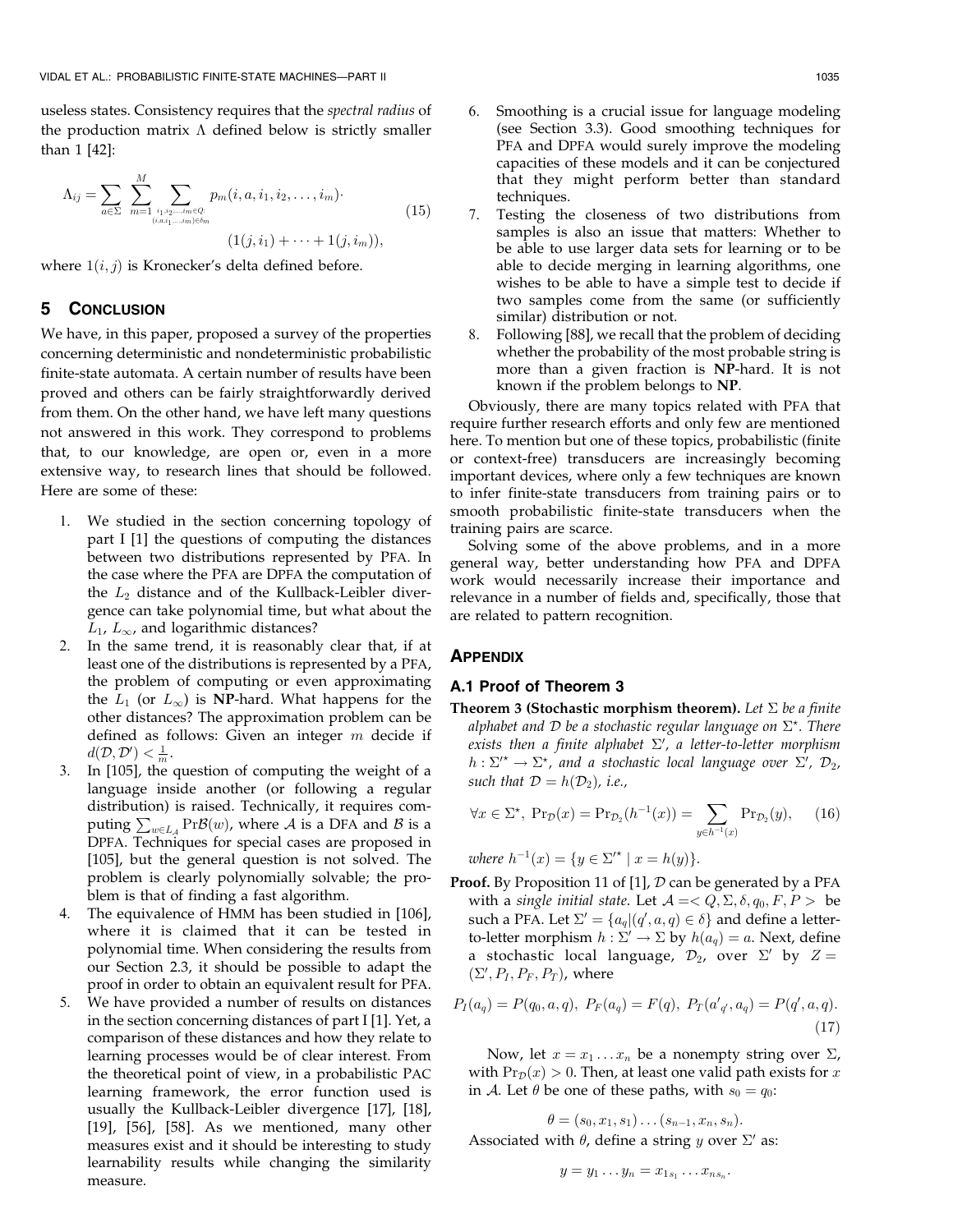useless states. Consistency requires that the *spectral radius* of the production matrix $\Lambda$ defined below is strictly smaller than 1 [42]:

$$\Lambda_{ij} = \sum_{a \in \Sigma} \sum_{m=1}^{M} \sum_{\substack{i_1, i_2, \ldots, i_m \in Q: \\ (i, a, i_1, \ldots, i_m) \in \delta_m}} p_m(i, a, i_1, i_2, \ldots, i_m) \cdot (1(j, i_1) + \cdots + 1(j, i_m)), \tag{15}$$

where $1(i, j)$ is Kronecker's delta defined before.

## 5 Conclusion

We have, in this paper, proposed a survey of the properties concerning deterministic and nondeterministic probabilistic finite-state automata. A certain number of results have been proved and others can be fairly straightforwardly derived from them. On the other hand, we have left many questions not answered in this work. They correspond to problems that, to our knowledge, are open or, even in a more extensive way, to research lines that should be followed. Here are some of these:

1. We studied in the section concerning topology of part I [1] the questions of computing the distances between two distributions represented by PFA. In the case where the PFA are DPFA the computation of the $L_2$ distance and of the Kullback-Leibler divergence can take polynomial time, but what about the $L_1$, $L_\infty$, and logarithmic distances?
2. In the same trend, it is reasonably clear that, if at least one of the distributions is represented by a PFA, the problem of computing or even approximating the $L_1$ (or $L_\infty$) is **NP**-hard. What happens for the other distances? The approximation problem can be defined as follows: Given an integer $m$ decide if $d(\mathcal{D}, \mathcal{D}') < \frac{1}{m}$.
3. In [105], the question of computing the weight of a language inside another (or following a regular distribution) is raised. Technically, it requires computing $\sum_{w \in L_\mathcal{A}} \Pr \mathcal{B}(w)$, where $\mathcal{A}$ is a DFA and $\mathcal{B}$ is a DPFA. Techniques for special cases are proposed in [105], but the general question is not solved. The problem is clearly polynomially solvable; the problem is that of finding a fast algorithm.
4. The equivalence of HMM has been studied in [106], where it is claimed that it can be tested in polynomial time. When considering the results from our Section 2.3, it should be possible to adapt the proof in order to obtain an equivalent result for PFA.
5. We have provided a number of results on distances in the section concerning distances of part I [1]. Yet, a comparison of these distances and how they relate to learning processes would be of clear interest. From the theoretical point of view, in a probabilistic PAC learning framework, the error function used is usually the Kullback-Leibler divergence [17], [18], [19], [56], [58]. As we mentioned, many other measures exist and it should be interesting to study learnability results while changing the similarity measure.
6. Smoothing is a crucial issue for language modeling (see Section 3.3). Good smoothing techniques for PFA and DPFA would surely improve the modeling capacities of these models and it can be conjectured that they might perform better than standard techniques.
7. Testing the closeness of two distributions from samples is also an issue that matters: Whether to be able to use larger data sets for learning or to be able to decide merging in learning algorithms, one wishes to be able to have a simple test to decide if two samples come from the same (or sufficiently similar) distribution or not.
8. Following [88], we recall that the problem of deciding whether the probability of the most probable string is more than a given fraction is **NP**-hard. It is not known if the problem belongs to **NP**.

Obviously, there are many topics related with PFA that require further research efforts and only few are mentioned here. To mention but one of these topics, probabilistic (finite or context-free) transducers are increasingly becoming important devices, where only a few techniques are known to infer finite-state transducers from training pairs or to smooth probabilistic finite-state transducers when the training pairs are scarce.

Solving some of the above problems, and in a more general way, better understanding how PFA and DPFA work would necessarily increase their importance and relevance in a number of fields and, specifically, those that are related to pattern recognition.

## Appendix

### A.1 Proof of Theorem 3

**Theorem 3 (Stochastic morphism theorem).** *Let $\Sigma$ be a finite alphabet and $\mathcal{D}$ be a stochastic regular language on $\Sigma^\star$. There exists then a finite alphabet $\Sigma'$, a letter-to-letter morphism $h : \Sigma'^\star \to \Sigma^\star$, and a stochastic local language over $\Sigma'$, $\mathcal{D}_2$, such that $\mathcal{D} = h(\mathcal{D}_2)$, i.e.,*

$$\forall x \in \Sigma^\star,\ \Pr_\mathcal{D}(x) = \Pr_{\mathcal{D}_2}(h^{-1}(x)) = \sum_{y \in h^{-1}(x)} \Pr_{\mathcal{D}_2}(y), \tag{16}$$

*where $h^{-1}(x) = \{y \in \Sigma'^\star \mid x = h(y)\}$.*

**Proof.** By Proposition 11 of [1], $\mathcal{D}$ can be generated by a PFA with a *single initial state*. Let $\mathcal{A} = < Q, \Sigma, \delta, q_0, F, P >$ be such a PFA. Let $\Sigma' = \{a_q | (q', a, q) \in \delta\}$ and define a letter-to-letter morphism $h : \Sigma' \to \Sigma$ by $h(a_q) = a$. Next, define a stochastic local language, $\mathcal{D}_2$, over $\Sigma'$ by $Z = (\Sigma', P_I, P_F, P_T)$, where

$$P_I(a_q) = P(q_0, a, q),\ P_F(a_q) = F(q),\ P_T(a'_{q'}, a_q) = P(q', a, q). \tag{17}$$

Now, let $x = x_1 \ldots x_n$ be a nonempty string over $\Sigma$, with $\Pr_\mathcal{D}(x) > 0$. Then, at least one valid path exists for $x$ in $\mathcal{A}$. Let $\theta$ be one of these paths, with $s_0 = q_0$:

$$\theta = (s_0, x_1, s_1) \ldots (s_{n-1}, x_n, s_n).$$

Associated with $\theta$, define a string $y$ over $\Sigma'$ as:

$$y = y_1 \ldots y_n = x_{1 s_1} \ldots x_{n s_n}.$$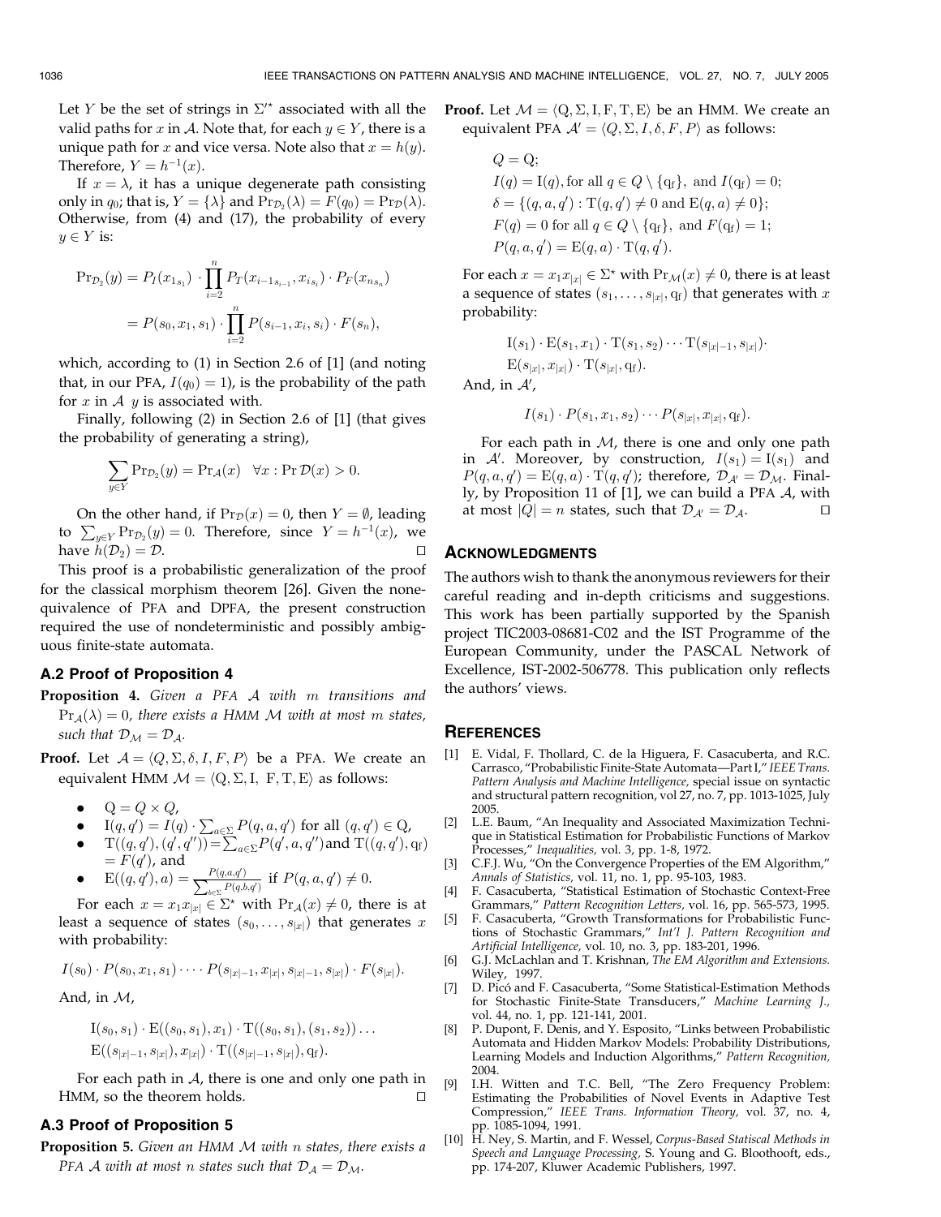Let $Y$ be the set of strings in $\Sigma'^{\star}$ associated with all the valid paths for $x$ in $\mathcal{A}$. Note that, for each $y \in Y$, there is a unique path for $x$ and vice versa. Note also that $x = h(y)$. Therefore, $Y = h^{-1}(x)$.

If $x = \lambda$, it has a unique degenerate path consisting only in $q_0$; that is, $Y = \{\lambda\}$ and $\Pr_{\mathcal{D}_2}(\lambda) = F(q_0) = \Pr_{\mathcal{D}}(\lambda)$. Otherwise, from (4) and (17), the probability of every $y \in Y$ is:

$$\Pr_{\mathcal{D}_2}(y) = P_I(x_{1_{s_1}}) \cdot \prod_{i=2}^{n} P_T(x_{i-1_{s_{i-1}}}, x_{i_{s_i}}) \cdot P_F(x_{n_{s_n}})$$
$$= P(s_0, x_1, s_1) \cdot \prod_{i=2}^{n} P(s_{i-1}, x_i, s_i) \cdot F(s_n),$$

which, according to (1) in Section 2.6 of [1] (and noting that, in our PFA, $I(q_0) = 1$), is the probability of the path for $x$ in $\mathcal{A}$ $y$ is associated with.

Finally, following (2) in Section 2.6 of [1] (that gives the probability of generating a string),

$$\sum_{y \in Y} \Pr_{\mathcal{D}_2}(y) = \Pr_{\mathcal{A}}(x) \quad \forall x : \Pr \mathcal{D}(x) > 0.$$

On the other hand, if $\Pr_{\mathcal{D}}(x) = 0$, then $Y = \emptyset$, leading to $\sum_{y \in Y} \Pr_{\mathcal{D}_2}(y) = 0$. Therefore, since $Y = h^{-1}(x)$, we have $h(\mathcal{D}_2) = \mathcal{D}$. □

This proof is a probabilistic generalization of the proof for the classical morphism theorem [26]. Given the nonequivalence of PFA and DPFA, the present construction required the use of nondeterministic and possibly ambiguous finite-state automata.

### A.2 Proof of Proposition 4

**Proposition 4.** *Given a PFA $\mathcal{A}$ with $m$ transitions and $\Pr_{\mathcal{A}}(\lambda) = 0$, there exists a HMM $\mathcal{M}$ with at most $m$ states, such that $\mathcal{D}_{\mathcal{M}} = \mathcal{D}_{\mathcal{A}}$.*

**Proof.** Let $\mathcal{A} = \langle Q, \Sigma, \delta, I, F, P \rangle$ be a PFA. We create an equivalent HMM $\mathcal{M} = \langle \mathrm{Q}, \Sigma, \mathrm{I}, \mathrm{F}, \mathrm{T}, \mathrm{E} \rangle$ as follows:

- $\mathrm{Q} = Q \times Q$,
- $\mathrm{I}(q, q') = I(q) \cdot \sum_{a \in \Sigma} P(q, a, q')$ for all $(q, q') \in \mathrm{Q}$,
- $\mathrm{T}((q, q'), (q', q'')) = \sum_{a \in \Sigma} P(q', a, q'')$ and $\mathrm{T}((q, q'), \mathrm{q_f}) = F(q')$, and
- $\mathrm{E}((q, q'), a) = \frac{P(q,a,q')}{\sum_{b \in \Sigma} P(q,b,q')}$ if $P(q, a, q') \neq 0$.

For each $x = x_1 x_{|x|} \in \Sigma^{\star}$ with $\Pr_{\mathcal{A}}(x) \neq 0$, there is at least a sequence of states $(s_0, \ldots, s_{|x|})$ that generates $x$ with probability:

$$I(s_0) \cdot P(s_0, x_1, s_1) \cdots \cdot P(s_{|x|-1}, x_{|x|}, s_{|x|-1}, s_{|x|}) \cdot F(s_{|x|}).$$

And, in $\mathcal{M}$,

$$\mathrm{I}(s_0, s_1) \cdot \mathrm{E}((s_0, s_1), x_1) \cdot \mathrm{T}((s_0, s_1), (s_1, s_2)) \ldots$$
$$\mathrm{E}((s_{|x|-1}, s_{|x|}), x_{|x|}) \cdot \mathrm{T}((s_{|x|-1}, s_{|x|}), \mathrm{q_f}).$$

For each path in $\mathcal{A}$, there is one and only one path in HMM, so the theorem holds. □

### A.3 Proof of Proposition 5

**Proposition 5.** *Given an HMM $\mathcal{M}$ with $n$ states, there exists a PFA $\mathcal{A}$ with at most $n$ states such that $\mathcal{D}_{\mathcal{A}} = \mathcal{D}_{\mathcal{M}}$.*

**Proof.** Let $\mathcal{M} = \langle \mathrm{Q}, \Sigma, \mathrm{I}, \mathrm{F}, \mathrm{T}, \mathrm{E} \rangle$ be an HMM. We create an equivalent PFA $\mathcal{A}' = \langle Q, \Sigma, I, \delta, F, P \rangle$ as follows:

$$Q = \mathrm{Q};$$
$$I(q) = \mathrm{I}(q), \text{for all } q \in Q \setminus \{\mathrm{q_f}\}, \text{ and } I(\mathrm{q_f}) = 0;$$
$$\delta = \{(q, a, q') : \mathrm{T}(q, q') \neq 0 \text{ and } \mathrm{E}(q, a) \neq 0\};$$
$$F(q) = 0 \text{ for all } q \in Q \setminus \{\mathrm{q_f}\}, \text{ and } F(\mathrm{q_f}) = 1;$$
$$P(q, a, q') = \mathrm{E}(q, a) \cdot \mathrm{T}(q, q').$$

For each $x = x_1 x_{|x|} \in \Sigma^{\star}$ with $\Pr_{\mathcal{M}}(x) \neq 0$, there is at least a sequence of states $(s_1, \ldots, s_{|x|}, \mathrm{q_f})$ that generates with $x$ probability:

$$\mathrm{I}(s_1) \cdot \mathrm{E}(s_1, x_1) \cdot \mathrm{T}(s_1, s_2) \cdots \mathrm{T}(s_{|x|-1}, s_{|x|}) \cdot$$
$$\mathrm{E}(s_{|x|}, x_{|x|}) \cdot \mathrm{T}(s_{|x|}, \mathrm{q_f}).$$

And, in $\mathcal{A}'$,

$$I(s_1) \cdot P(s_1, x_1, s_2) \cdots P(s_{|x|}, x_{|x|}, \mathrm{q_f}).$$

For each path in $\mathcal{M}$, there is one and only one path in $\mathcal{A}'$. Moreover, by construction, $I(s_1) = \mathrm{I}(s_1)$ and $P(q, a, q') = \mathrm{E}(q, a) \cdot \mathrm{T}(q, q')$; therefore, $\mathcal{D}_{\mathcal{A}'} = \mathcal{D}_{\mathcal{M}}$. Finally, by Proposition 11 of [1], we can build a PFA $\mathcal{A}$, with at most $|Q| = n$ states, such that $\mathcal{D}_{\mathcal{A}'} = \mathcal{D}_{\mathcal{A}}$. □

## Acknowledgments

The authors wish to thank the anonymous reviewers for their careful reading and in-depth criticisms and suggestions. This work has been partially supported by the Spanish project TIC2003-08681-C02 and the IST Programme of the European Community, under the PASCAL Network of Excellence, IST-2002-506778. This publication only reflects the authors' views.

## References

[1] E. Vidal, F. Thollard, C. de la Higuera, F. Casacuberta, and R.C. Carrasco, "Probabilistic Finite-State Automata—Part I," *IEEE Trans. Pattern Analysis and Machine Intelligence,* special issue on syntactic and structural pattern recognition, vol 27, no. 7, pp. 1013-1025, July 2005.

[2] L.E. Baum, "An Inequality and Associated Maximization Technique in Statistical Estimation for Probabilistic Functions of Markov Processes," *Inequalities,* vol. 3, pp. 1-8, 1972.

[3] C.F.J. Wu, "On the Convergence Properties of the EM Algorithm," *Annals of Statistics,* vol. 11, no. 1, pp. 95-103, 1983.

[4] F. Casacuberta, "Statistical Estimation of Stochastic Context-Free Grammars," *Pattern Recognition Letters,* vol. 16, pp. 565-573, 1995.

[5] F. Casacuberta, "Growth Transformations for Probabilistic Functions of Stochastic Grammars," *Int'l J. Pattern Recognition and Artificial Intelligence,* vol. 10, no. 3, pp. 183-201, 1996.

[6] G.J. McLachlan and T. Krishnan, *The EM Algorithm and Extensions.* Wiley, 1997.

[7] D. Picó and F. Casacuberta, "Some Statistical-Estimation Methods for Stochastic Finite-State Transducers," *Machine Learning J.,* vol. 44, no. 1, pp. 121-141, 2001.

[8] P. Dupont, F. Denis, and Y. Esposito, "Links between Probabilistic Automata and Hidden Markov Models: Probability Distributions, Learning Models and Induction Algorithms," *Pattern Recognition,* 2004.

[9] I.H. Witten and T.C. Bell, "The Zero Frequency Problem: Estimating the Probabilities of Novel Events in Adaptive Test Compression," *IEEE Trans. Information Theory,* vol. 37, no. 4, pp. 1085-1094, 1991.

[10] H. Ney, S. Martin, and F. Wessel, *Corpus-Based Statiscal Methods in Speech and Language Processing,* S. Young and G. Bloothooft, eds., pp. 174-207, Kluwer Academic Publishers, 1997.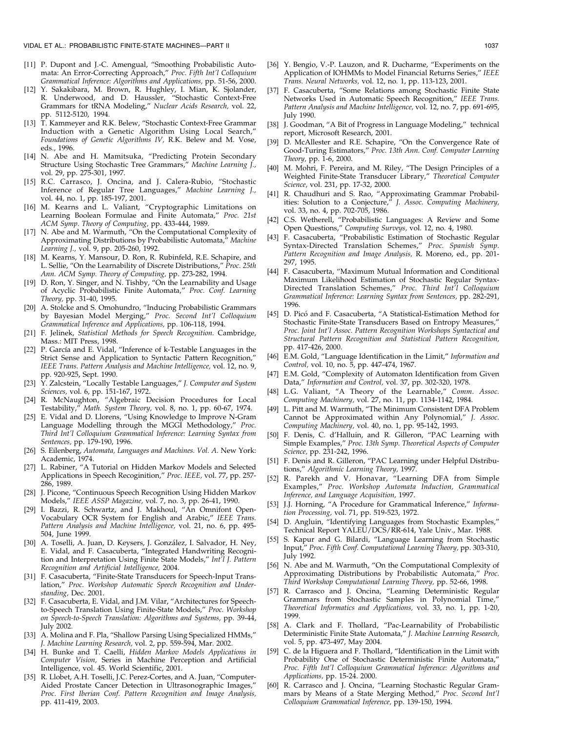[11] P. Dupont and J.-C. Amengual, "Smoothing Probabilistic Automata: An Error-Correcting Approach," *Proc. Fifth Int'l Colloquium Grammatical Inference: Algorithms and Applications,* pp. 51-56, 2000.

[12] Y. Sakakibara, M. Brown, R. Hughley, I. Mian, K. Sjolander, R. Underwood, and D. Haussler, "Stochastic Context-Free Grammars for tRNA Modeling," *Nuclear Acids Research,* vol. 22, pp. 5112-5120, 1994.

[13] T. Kammeyer and R.K. Belew, "Stochastic Context-Free Grammar Induction with a Genetic Algorithm Using Local Search," *Foundations of Genetic Algorithms IV,* R.K. Belew and M. Vose, eds., 1996.

[14] N. Abe and H. Mamitsuka, "Predicting Protein Secondary Structure Using Stochastic Tree Grammars," *Machine Learning J.,* vol. 29, pp. 275-301, 1997.

[15] R.C. Carrasco, J. Oncina, and J. Calera-Rubio, "Stochastic Inference of Regular Tree Languages," *Machine Learning J.,* vol. 44, no. 1, pp. 185-197, 2001.

[16] M. Kearns and L. Valiant, "Cryptographic Limitations on Learning Boolean Formulae and Finite Automata," *Proc. 21st ACM Symp. Theory of Computing,* pp. 433-444, 1989.

[17] N. Abe and M. Warmuth, "On the Computational Complexity of Approximating Distributions by Probabilistic Automata," *Machine Learning J.,* vol. 9, pp. 205-260, 1992.

[18] M. Kearns, Y. Mansour, D. Ron, R. Rubinfeld, R.E. Schapire, and L. Sellie, "On the Learnability of Discrete Distributions," *Proc. 25th Ann. ACM Symp. Theory of Computing,* pp. 273-282, 1994.

[19] D. Ron, Y. Singer, and N. Tishby, "On the Learnability and Usage of Acyclic Probabilistic Finite Automata," *Proc. Conf. Learning Theory,* pp. 31-40, 1995.

[20] A. Stolcke and S. Omohundro, "Inducing Probabilistic Grammars by Bayesian Model Merging," *Proc. Second Int'l Colloquium Grammatical Inference and Applications,* pp. 106-118, 1994.

[21] F. Jelinek, *Statistical Methods for Speech Recognition.* Cambridge, Mass.: MIT Press, 1998.

[22] P. García and E. Vidal, "Inference of k-Testable Languages in the Strict Sense and Application to Syntactic Pattern Recognition," *IEEE Trans. Pattern Analysis and Machine Intelligence,* vol. 12, no. 9, pp. 920-925, Sept. 1990.

[23] Y. Zalcstein, "Locally Testable Languages," *J. Computer and System Sciences,* vol. 6, pp. 151-167, 1972.

[24] R. McNaughton, "Algebraic Decision Procedures for Local Testability," *Math. System Theory,* vol. 8, no. 1, pp. 60-67, 1974.

[25] E. Vidal and D. Llorens, "Using Knowledge to Improve N-Gram Language Modelling through the MGGI Methodology," *Proc. Third Int'l Colloquium Grammatical Inference: Learning Syntax from Sentences,* pp. 179-190, 1996.

[26] S. Eilenberg, *Automata, Languages and Machines. Vol. A.* New York: Academic, 1974.

[27] L. Rabiner, "A Tutorial on Hidden Markov Models and Selected Applications in Speech Recoginition," *Proc. IEEE,* vol. 77, pp. 257-286, 1989.

[28] J. Picone, "Continuous Speech Recognition Using Hidden Markov Models," *IEEE ASSP Magazine,* vol. 7, no. 3, pp. 26-41, 1990.

[29] I. Bazzi, R. Schwartz, and J. Makhoul, "An Omnifont Open-Vocabulary OCR System for English and Arabic," *IEEE Trans. Pattern Analysis and Machine Intelligence,* vol. 21, no. 6, pp. 495-504, June 1999.

[30] A. Toselli, A. Juan, D. Keysers, J. González, I. Salvador, H. Ney, E. Vidal, and F. Casacuberta, "Integrated Handwriting Recognition and Interpretation Using Finite State Models," *Int'l J. Pattern Recognition and Artificial Intelligence,* 2004.

[31] F. Casacuberta, "Finite-State Transducers for Speech-Input Translation," *Proc. Workshop Automatic Speech Recognition and Understanding,* Dec. 2001.

[32] F. Casacuberta, E. Vidal, and J.M. Vilar, "Architectures for Speech-to-Speech Translation Using Finite-State Models," *Proc. Workshop on Speech-to-Speech Translation: Algorithms and Systems,* pp. 39-44, July 2002.

[33] A. Molina and F. Pla, "Shallow Parsing Using Specialized HMMs," *J. Machine Learning Research,* vol. 2, pp. 559-594, Mar. 2002.

[34] H. Bunke and T. Caelli, *Hidden Markov Models Applications in Computer Vision,* Series in Machine Perception and Artificial Intelligence, vol. 45. World Scientific, 2001.

[35] R. Llobet, A.H. Toselli, J.C. Perez-Cortes, and A. Juan, "Computer-Aided Prostate Cancer Detection in Ultrasonographic Images," *Proc. First Iberian Conf. Pattern Recognition and Image Analysis,* pp. 411-419, 2003.

[36] Y. Bengio, V.-P. Lauzon, and R. Ducharme, "Experiments on the Application of IOHMMs to Model Financial Returns Series," *IEEE Trans. Neural Networks,* vol. 12, no. 1, pp. 113-123, 2001.

[37] F. Casacuberta, "Some Relations among Stochastic Finite State Networks Used in Automatic Speech Recognition," *IEEE Trans. Pattern Analysis and Machine Intelligence,* vol. 12, no. 7, pp. 691-695, July 1990.

[38] J. Goodman, "A Bit of Progress in Language Modeling," technical report, Microsoft Research, 2001.

[39] D. McAllester and R.E. Schapire, "On the Convergence Rate of Good-Turing Estimators," *Proc. 13th Ann. Conf. Computer Learning Theory,* pp. 1-6, 2000.

[40] M. Mohri, F. Pereira, and M. Riley, "The Design Principles of a Weighted Finite-State Transducer Library," *Theoretical Computer Science,* vol. 231, pp. 17-32, 2000.

[41] R. Chaudhuri and S. Rao, "Approximating Grammar Probabilities: Solution to a Conjecture," *J. Assoc. Computing Machinery,* vol. 33, no. 4, pp. 702-705, 1986.

[42] C.S. Wetherell, "Probabilistic Languages: A Review and Some Open Questions," *Computing Surveys,* vol. 12, no. 4, 1980.

[43] F. Casacuberta, "Probabilistic Estimation of Stochastic Regular Syntax-Directed Translation Schemes," *Proc. Spanish Symp. Pattern Recognition and Image Analysis,* R. Moreno, ed., pp. 201-297, 1995.

[44] F. Casacuberta, "Maximum Mutual Information and Conditional Maximum Likelihood Estimation of Stochastic Regular Syntax-Directed Translation Schemes," *Proc. Third Int'l Colloquium Grammatical Inference: Learning Syntax from Sentences,* pp. 282-291, 1996.

[45] D. Picó and F. Casacuberta, "A Statistical-Estimation Method for Stochastic Finite-State Transducers Based on Entropy Measures," *Proc. Joint Int'l Assoc. Pattern Recognition Workshops Syntactical and Structural Pattern Recognition and Statistical Pattern Recognition,* pp. 417-426, 2000.

[46] E.M. Gold, "Language Identification in the Limit," *Information and Control,* vol. 10, no. 5, pp. 447-474, 1967.

[47] E.M. Gold, "Complexity of Automaton Identification from Given Data," *Information and Control,* vol. 37, pp. 302-320, 1978.

[48] L.G. Valiant, "A Theory of the Learnable," *Comm. Assoc. Computing Machinery,* vol. 27, no. 11, pp. 1134-1142, 1984.

[49] L. Pitt and M. Warmuth, "The Minimum Consistent DFA Problem Cannot be Approximated within Any Polynomial," *J. Assoc. Computing Machinery,* vol. 40, no. 1, pp. 95-142, 1993.

[50] F. Denis, C. d'Halluin, and R. Gilleron, "PAC Learning with Simple Examples," *Proc. 13th Symp. Theoretical Aspects of Computer Science,* pp. 231-242, 1996.

[51] F. Denis and R. Gilleron, "PAC Learning under Helpful Distributions," *Algorithmic Learning Theory,* 1997.

[52] R. Parekh and V. Honavar, "Learning DFA from Simple Examples," *Proc. Workshop Automata Induction, Grammatical Inference, and Language Acquisition,* 1997.

[53] J.J. Horning, "A Procedure for Grammatical Inference," *Information Processing,* vol. 71, pp. 519-523, 1972.

[54] D. Angluin, "Identifying Languages from Stochastic Examples," Technical Report YALEU/DCS/RR-614, Yale Univ., Mar. 1988.

[55] S. Kapur and G. Bilardi, "Language Learning from Stochastic Input," *Proc. Fifth Conf. Computational Learning Theory,* pp. 303-310, July 1992.

[56] N. Abe and M. Warmuth, "On the Computational Complexity of Approximating Distributions by Probabilistic Automata," *Proc. Third Workshop Computational Learning Theory,* pp. 52-66, 1998.

[57] R. Carrasco and J. Oncina, "Learning Deterministic Regular Grammars from Stochastic Samples in Polynomial Time," *Theoretical Informatics and Applications,* vol. 33, no. 1, pp. 1-20, 1999.

[58] A. Clark and F. Thollard, "Pac-Learnability of Probabilistic Deterministic Finite State Automata," *J. Machine Learning Research,* vol. 5, pp. 473-497, May 2004.

[59] C. de la Higuera and F. Thollard, "Identification in the Limit with Probability One of Stochastic Deterministic Finite Automata," *Proc. Fifth Int'l Colloquium Grammatical Inference: Algorithms and Applications,* pp. 15-24. 2000.

[60] R. Carrasco and J. Oncina, "Learning Stochastic Regular Grammars by Means of a State Merging Method," *Proc. Second Int'l Colloquium Grammatical Inference,* pp. 139-150, 1994.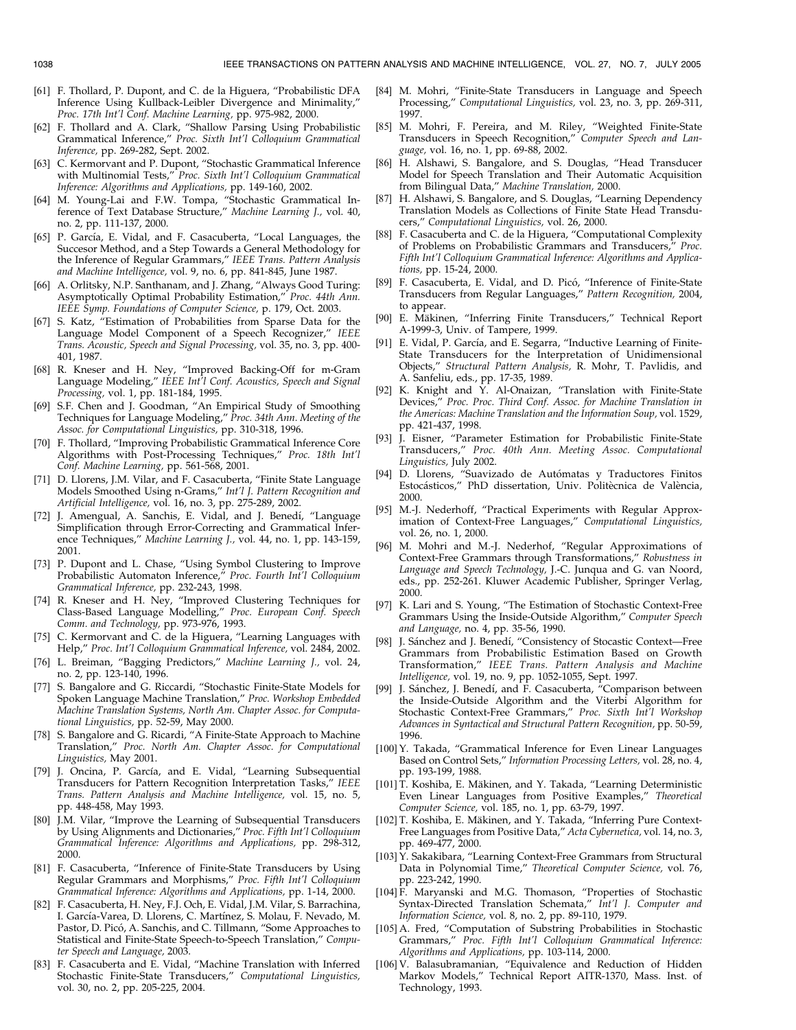[61] F. Thollard, P. Dupont, and C. de la Higuera, "Probabilistic DFA Inference Using Kullback-Leibler Divergence and Minimality," *Proc. 17th Int'l Conf. Machine Learning,* pp. 975-982, 2000.

[62] F. Thollard and A. Clark, "Shallow Parsing Using Probabilistic Grammatical Inference," *Proc. Sixth Int'l Colloquium Grammatical Inference,* pp. 269-282, Sept. 2002.

[63] C. Kermorvant and P. Dupont, "Stochastic Grammatical Inference with Multinomial Tests," *Proc. Sixth Int'l Colloquium Grammatical Inference: Algorithms and Applications,* pp. 149-160, 2002.

[64] M. Young-Lai and F.W. Tompa, "Stochastic Grammatical Inference of Text Database Structure," *Machine Learning J.,* vol. 40, no. 2, pp. 111-137, 2000.

[65] P. García, E. Vidal, and F. Casacuberta, "Local Languages, the Succesor Method, and a Step Towards a General Methodology for the Inference of Regular Grammars," *IEEE Trans. Pattern Analysis and Machine Intelligence,* vol. 9, no. 6, pp. 841-845, June 1987.

[66] A. Orlitsky, N.P. Santhanam, and J. Zhang, "Always Good Turing: Asymptotically Optimal Probability Estimation," *Proc. 44th Ann. IEEE Symp. Foundations of Computer Science,* p. 179, Oct. 2003.

[67] S. Katz, "Estimation of Probabilities from Sparse Data for the Language Model Component of a Speech Recognizer," *IEEE Trans. Acoustic, Speech and Signal Processing,* vol. 35, no. 3, pp. 400-401, 1987.

[68] R. Kneser and H. Ney, "Improved Backing-Off for m-Gram Language Modeling," *IEEE Int'l Conf. Acoustics, Speech and Signal Processing,* vol. 1, pp. 181-184, 1995.

[69] S.F. Chen and J. Goodman, "An Empirical Study of Smoothing Techniques for Language Modeling," *Proc. 34th Ann. Meeting of the Assoc. for Computational Linguistics,* pp. 310-318, 1996.

[70] F. Thollard, "Improving Probabilistic Grammatical Inference Core Algorithms with Post-Processing Techniques," *Proc. 18th Int'l Conf. Machine Learning,* pp. 561-568, 2001.

[71] D. Llorens, J.M. Vilar, and F. Casacuberta, "Finite State Language Models Smoothed Using n-Grams," *Int'l J. Pattern Recognition and Artificial Intelligence,* vol. 16, no. 3, pp. 275-289, 2002.

[72] J. Amengual, A. Sanchis, E. Vidal, and J. Benedí, "Language Simplification through Error-Correcting and Grammatical Inference Techniques," *Machine Learning J.,* vol. 44, no. 1, pp. 143-159, 2001.

[73] P. Dupont and L. Chase, "Using Symbol Clustering to Improve Probabilistic Automaton Inference," *Proc. Fourth Int'l Colloquium Grammatical Inference,* pp. 232-243, 1998.

[74] R. Kneser and H. Ney, "Improved Clustering Techniques for Class-Based Language Modelling," *Proc. European Conf. Speech Comm. and Technology,* pp. 973-976, 1993.

[75] C. Kermorvant and C. de la Higuera, "Learning Languages with Help," *Proc. Int'l Colloquium Grammatical Inference,* vol. 2484, 2002.

[76] L. Breiman, "Bagging Predictors," *Machine Learning J.,* vol. 24, no. 2, pp. 123-140, 1996.

[77] S. Bangalore and G. Riccardi, "Stochastic Finite-State Models for Spoken Language Machine Translation," *Proc. Workshop Embedded Machine Translation Systems, North Am. Chapter Assoc. for Computational Linguistics,* pp. 52-59, May 2000.

[78] S. Bangalore and G. Ricardi, "A Finite-State Approach to Machine Translation," *Proc. North Am. Chapter Assoc. for Computational Linguistics,* May 2001.

[79] J. Oncina, P. García, and E. Vidal, "Learning Subsequential Transducers for Pattern Recognition Interpretation Tasks," *IEEE Trans. Pattern Analysis and Machine Intelligence,* vol. 15, no. 5, pp. 448-458, May 1993.

[80] J.M. Vilar, "Improve the Learning of Subsequential Transducers by Using Alignments and Dictionaries," *Proc. Fifth Int'l Colloquium Grammatical Inference: Algorithms and Applications,* pp. 298-312, 2000.

[81] F. Casacuberta, "Inference of Finite-State Transducers by Using Regular Grammars and Morphisms," *Proc. Fifth Int'l Colloquium Grammatical Inference: Algorithms and Applications,* pp. 1-14, 2000.

[82] F. Casacuberta, H. Ney, F.J. Och, E. Vidal, J.M. Vilar, S. Barrachina, I. García-Varea, D. Llorens, C. Martínez, S. Molau, F. Nevado, M. Pastor, D. Picó, A. Sanchis, and C. Tillmann, "Some Approaches to Statistical and Finite-State Speech-to-Speech Translation," *Computer Speech and Language,* 2003.

[83] F. Casacuberta and E. Vidal, "Machine Translation with Inferred Stochastic Finite-State Transducers," *Computational Linguistics,* vol. 30, no. 2, pp. 205-225, 2004.

[84] M. Mohri, "Finite-State Transducers in Language and Speech Processing," *Computational Linguistics,* vol. 23, no. 3, pp. 269-311, 1997.

[85] M. Mohri, F. Pereira, and M. Riley, "Weighted Finite-State Transducers in Speech Recognition," *Computer Speech and Language,* vol. 16, no. 1, pp. 69-88, 2002.

[86] H. Alshawi, S. Bangalore, and S. Douglas, "Head Transducer Model for Speech Translation and Their Automatic Acquisition from Bilingual Data," *Machine Translation,* 2000.

[87] H. Alshawi, S. Bangalore, and S. Douglas, "Learning Dependency Translation Models as Collections of Finite State Head Transducers," *Computational Linguistics,* vol. 26, 2000.

[88] F. Casacuberta and C. de la Higuera, "Computational Complexity of Problems on Probabilistic Grammars and Transducers," *Proc. Fifth Int'l Colloquium Grammatical Inference: Algorithms and Applications,* pp. 15-24, 2000.

[89] F. Casacuberta, E. Vidal, and D. Picó, "Inference of Finite-State Transducers from Regular Languages," *Pattern Recognition,* 2004, to appear.

[90] E. Mäkinen, "Inferring Finite Transducers," Technical Report A-1999-3, Univ. of Tampere, 1999.

[91] E. Vidal, P. García, and E. Segarra, "Inductive Learning of Finite-State Transducers for the Interpretation of Unidimensional Objects," *Structural Pattern Analysis,* R. Mohr, T. Pavlidis, and A. Sanfeliu, eds., pp. 17-35, 1989.

[92] K. Knight and Y. Al-Onaizan, "Translation with Finite-State Devices," *Proc. Proc. Third Conf. Assoc. for Machine Translation in the Americas: Machine Translation and the Information Soup,* vol. 1529, pp. 421-437, 1998.

[93] J. Eisner, "Parameter Estimation for Probabilistic Finite-State Transducers," *Proc. 40th Ann. Meeting Assoc. Computational Linguistics,* July 2002.

[94] D. Llorens, "Suavizado de Autómatas y Traductores Finitos Estocásticos," PhD dissertation, Univ. Politècnica de València, 2000.

[95] M.-J. Nederhoff, "Practical Experiments with Regular Approximation of Context-Free Languages," *Computational Linguistics,* vol. 26, no. 1, 2000.

[96] M. Mohri and M.-J. Nederhof, "Regular Approximations of Context-Free Grammars through Transformations," *Robustness in Language and Speech Technology,* J.-C. Junqua and G. van Noord, eds., pp. 252-261. Kluwer Academic Publisher, Springer Verlag, 2000.

[97] K. Lari and S. Young, "The Estimation of Stochastic Context-Free Grammars Using the Inside-Outside Algorithm," *Computer Speech and Language,* no. 4, pp. 35-56, 1990.

[98] J. Sánchez and J. Benedí, "Consistency of Stocastic Context—Free Grammars from Probabilistic Estimation Based on Growth Transformation," *IEEE Trans. Pattern Analysis and Machine Intelligence,* vol. 19, no. 9, pp. 1052-1055, Sept. 1997.

[99] J. Sánchez, J. Benedí, and F. Casacuberta, "Comparison between the Inside-Outside Algorithm and the Viterbi Algorithm for Stochastic Context-Free Grammars," *Proc. Sixth Int'l Workshop Advances in Syntactical and Structural Pattern Recognition,* pp. 50-59, 1996.

[100] Y. Takada, "Grammatical Inference for Even Linear Languages Based on Control Sets," *Information Processing Letters,* vol. 28, no. 4, pp. 193-199, 1988.

[101] T. Koshiba, E. Mäkinen, and Y. Takada, "Learning Deterministic Even Linear Languages from Positive Examples," *Theoretical Computer Science,* vol. 185, no. 1, pp. 63-79, 1997.

[102] T. Koshiba, E. Mäkinen, and Y. Takada, "Inferring Pure Context-Free Languages from Positive Data," *Acta Cybernetica,* vol. 14, no. 3, pp. 469-477, 2000.

[103] Y. Sakakibara, "Learning Context-Free Grammars from Structural Data in Polynomial Time," *Theoretical Computer Science,* vol. 76, pp. 223-242, 1990.

[104] F. Maryanski and M.G. Thomason, "Properties of Stochastic Syntax-Directed Translation Schemata," *Int'l J. Computer and Information Science,* vol. 8, no. 2, pp. 89-110, 1979.

[105] A. Fred, "Computation of Substring Probabilities in Stochastic Grammars," *Proc. Fifth Int'l Colloquium Grammatical Inference: Algorithms and Applications,* pp. 103-114, 2000.

[106] V. Balasubramanian, "Equivalence and Reduction of Hidden Markov Models," Technical Report AITR-1370, Mass. Inst. of Technology, 1993.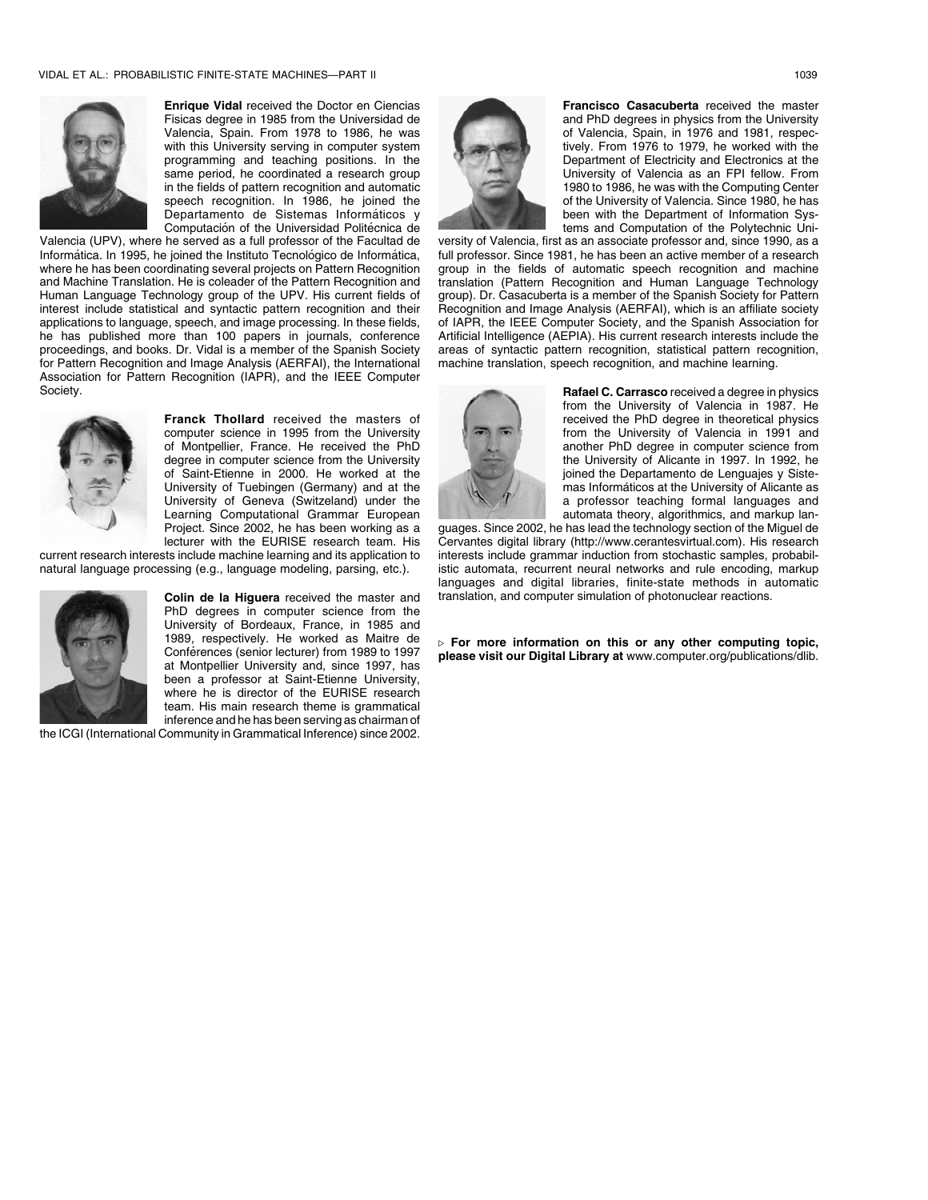**Enrique Vidal** received the Doctor en Ciencias Fisicas degree in 1985 from the Universidad de Valencia, Spain. From 1978 to 1986, he was with this University serving in computer system programming and teaching positions. In the same period, he coordinated a research group in the fields of pattern recognition and automatic speech recognition. In 1986, he joined the Departamento de Sistemas Informáticos y Computación of the Universidad Politécnica de Valencia (UPV), where he served as a full professor of the Facultad de Informática. In 1995, he joined the Instituto Tecnológico de Informática, where he has been coordinating several projects on Pattern Recognition and Machine Translation. He is coleader of the Pattern Recognition and Human Language Technology group of the UPV. His current fields of interest include statistical and syntactic pattern recognition and their applications to language, speech, and image processing. In these fields, he has published more than 100 papers in journals, conference proceedings, and books. Dr. Vidal is a member of the Spanish Society for Pattern Recognition and Image Analysis (AERFAI), the International Association for Pattern Recognition (IAPR), and the IEEE Computer Society.

**Franck Thollard** received the masters of computer science in 1995 from the University of Montpellier, France. He received the PhD degree in computer science from the University of Saint-Etienne in 2000. He worked at the University of Tuebingen (Germany) and at the University of Geneva (Switzeland) under the Learning Computational Grammar European Project. Since 2002, he has been working as a lecturer with the EURISE research team. His current research interests include machine learning and its application to natural language processing (e.g., language modeling, parsing, etc.).

**Colin de la Higuera** received the master and PhD degrees in computer science from the University of Bordeaux, France, in 1985 and 1989, respectively. He worked as Maitre de Conférences (senior lecturer) from 1989 to 1997 at Montpellier University and, since 1997, has been a professor at Saint-Etienne University, where he is director of the EURISE research team. His main research theme is grammatical inference and he has been serving as chairman of the ICGI (International Community in Grammatical Inference) since 2002.

**Francisco Casacuberta** received the master and PhD degrees in physics from the University of Valencia, Spain, in 1976 and 1981, respectively. From 1976 to 1979, he worked with the Department of Electricity and Electronics at the University of Valencia as an FPI fellow. From 1980 to 1986, he was with the Computing Center of the University of Valencia. Since 1980, he has been with the Department of Information Systems and Computation of the Polytechnic University of Valencia, first as an associate professor and, since 1990, as a full professor. Since 1981, he has been an active member of a research group in the fields of automatic speech recognition and machine translation (Pattern Recognition and Human Language Technology group). Dr. Casacuberta is a member of the Spanish Society for Pattern Recognition and Image Analysis (AERFAI), which is an affiliate society of IAPR, the IEEE Computer Society, and the Spanish Association for Artificial Intelligence (AEPIA). His current research interests include the areas of syntactic pattern recognition, statistical pattern recognition, machine translation, speech recognition, and machine learning.

**Rafael C. Carrasco** received a degree in physics from the University of Valencia in 1987. He received the PhD degree in theoretical physics from the University of Valencia in 1991 and another PhD degree in computer science from the University of Alicante in 1997. In 1992, he joined the Departamento de Lenguajes y Sistemas Informáticos at the University of Alicante as a professor teaching formal languages and automata theory, algorithmics, and markup languages. Since 2002, he has lead the technology section of the Miguel de Cervantes digital library (http://www.cerantesvirtual.com). His research interests include grammar induction from stochastic samples, probabilistic automata, recurrent neural networks and rule encoding, markup languages and digital libraries, finite-state methods in automatic translation, and computer simulation of photonuclear reactions.

▷ **For more information on this or any other computing topic, please visit our Digital Library at** www.computer.org/publications/dlib.